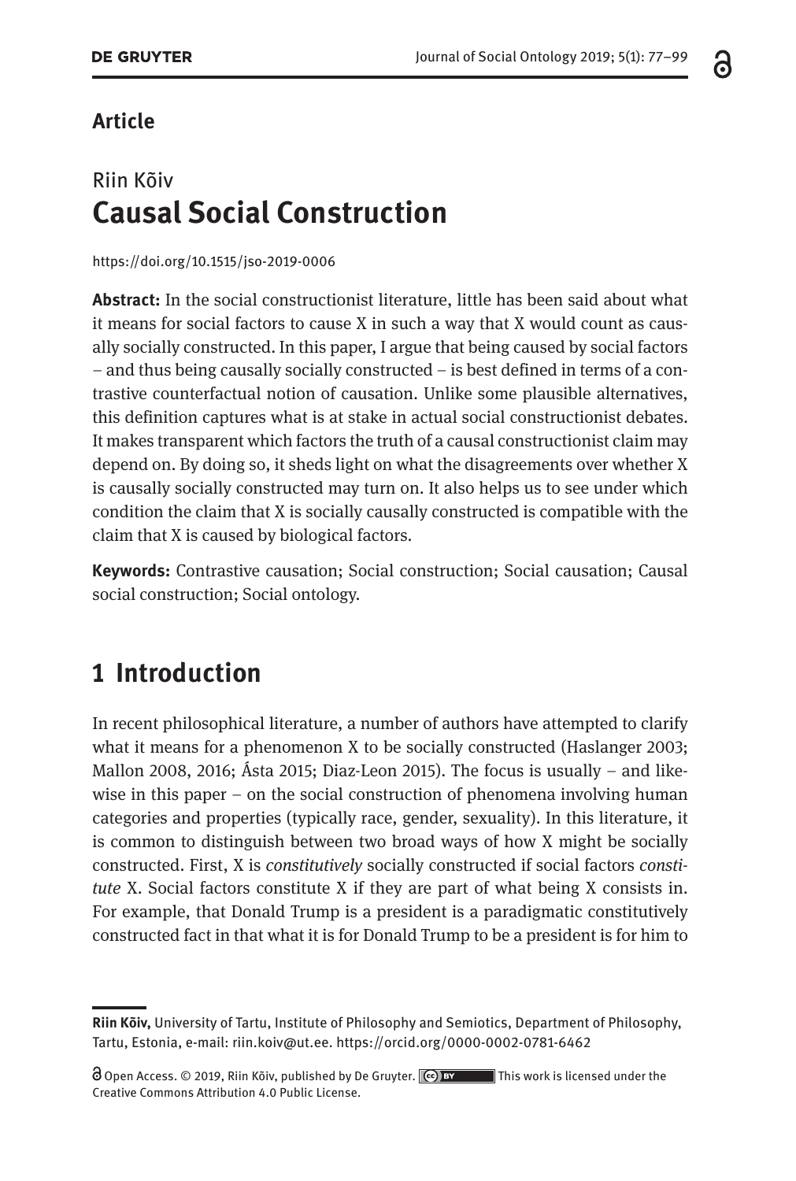**Article**

Riin Kõiv

# Causal Social Construction

https://doi.org/10.1515/jso-2019-0006

**Abstract:** In the social constructionist literature, little has been said about what it means for social factors to cause X in such a way that X would count as causally socially constructed. In this paper, I argue that being caused by social factors – and thus being causally socially constructed – is best defined in terms of a contrastive counterfactual notion of causation. Unlike some plausible alternatives, this definition captures what is at stake in actual social constructionist debates. It makes transparent which factors the truth of a causal constructionist claim may depend on. By doing so, it sheds light on what the disagreements over whether X is causally socially constructed may turn on. It also helps us to see under which condition the claim that X is socially causally constructed is compatible with the claim that X is caused by biological factors.

**Keywords:** Contrastive causation; Social construction; Social causation; Causal social construction; Social ontology.

## 1 Introduction

In recent philosophical literature, a number of authors have attempted to clarify what it means for a phenomenon X to be socially constructed (Haslanger 2003; Mallon 2008, 2016; Ásta 2015; Diaz-Leon 2015). The focus is usually – and likewise in this paper – on the social construction of phenomena involving human categories and properties (typically race, gender, sexuality). In this literature, it is common to distinguish between two broad ways of how X might be socially constructed. First, X is *constitutively* socially constructed if social factors *constitute* X. Social factors constitute X if they are part of what being X consists in. For example, that Donald Trump is a president is a paradigmatic constitutively constructed fact in that what it is for Donald Trump to be a president is for him to

---

**Riin Kõiv,** University of Tartu, Institute of Philosophy and Semiotics, Department of Philosophy, Tartu, Estonia, e-mail: riin.koiv@ut.ee. https://orcid.org/0000-0002-0781-6462

Open Access. © 2019, Riin Kõiv, published by De Gruyter. This work is licensed under the Creative Commons Attribution 4.0 Public License.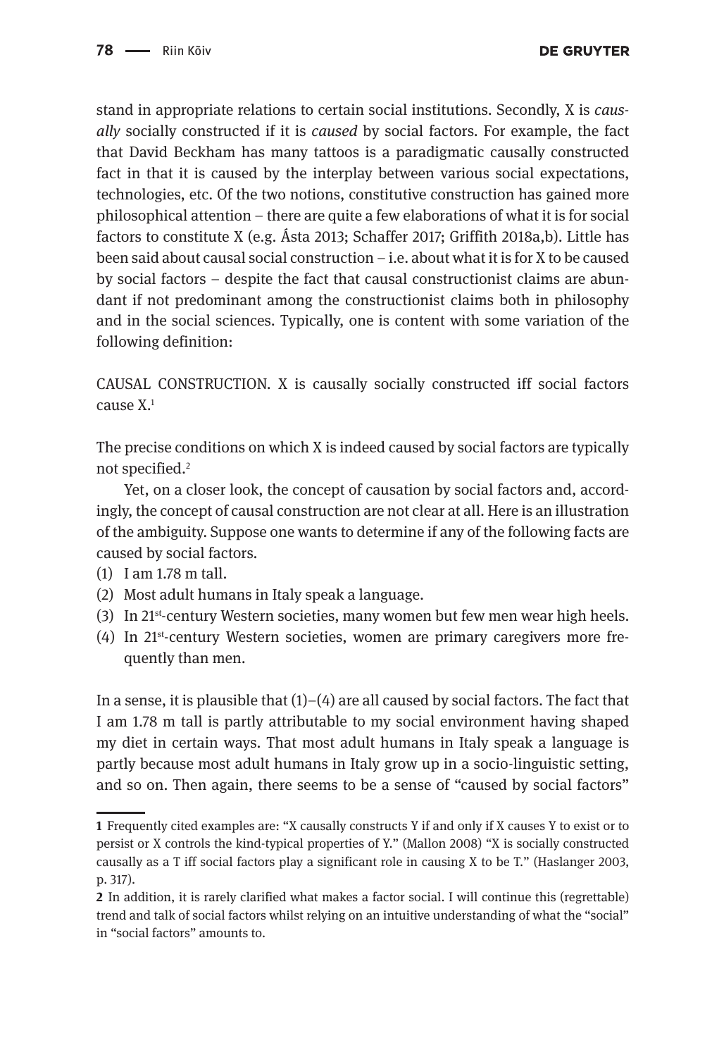stand in appropriate relations to certain social institutions. Secondly, X is *causally* socially constructed if it is *caused* by social factors. For example, the fact that David Beckham has many tattoos is a paradigmatic causally constructed fact in that it is caused by the interplay between various social expectations, technologies, etc. Of the two notions, constitutive construction has gained more philosophical attention – there are quite a few elaborations of what it is for social factors to constitute X (e.g. Ásta 2013; Schaffer 2017; Griffith 2018a,b). Little has been said about causal social construction – i.e. about what it is for X to be caused by social factors – despite the fact that causal constructionist claims are abundant if not predominant among the constructionist claims both in philosophy and in the social sciences. Typically, one is content with some variation of the following definition:

CAUSAL CONSTRUCTION. X is causally socially constructed iff social factors cause X.[1]

The precise conditions on which X is indeed caused by social factors are typically not specified.[2]

Yet, on a closer look, the concept of causation by social factors and, accordingly, the concept of causal construction are not clear at all. Here is an illustration of the ambiguity. Suppose one wants to determine if any of the following facts are caused by social factors.

(1) I am 1.78 m tall.
(2) Most adult humans in Italy speak a language.
(3) In 21st-century Western societies, many women but few men wear high heels.
(4) In 21st-century Western societies, women are primary caregivers more frequently than men.

In a sense, it is plausible that (1)–(4) are all caused by social factors. The fact that I am 1.78 m tall is partly attributable to my social environment having shaped my diet in certain ways. That most adult humans in Italy speak a language is partly because most adult humans in Italy grow up in a socio-linguistic setting, and so on. Then again, there seems to be a sense of "caused by social factors"

---

**1** Frequently cited examples are: "X causally constructs Y if and only if X causes Y to exist or to persist or X controls the kind-typical properties of Y." (Mallon 2008) "X is socially constructed causally as a T iff social factors play a significant role in causing X to be T." (Haslanger 2003, p. 317).

**2** In addition, it is rarely clarified what makes a factor social. I will continue this (regrettable) trend and talk of social factors whilst relying on an intuitive understanding of what the "social" in "social factors" amounts to.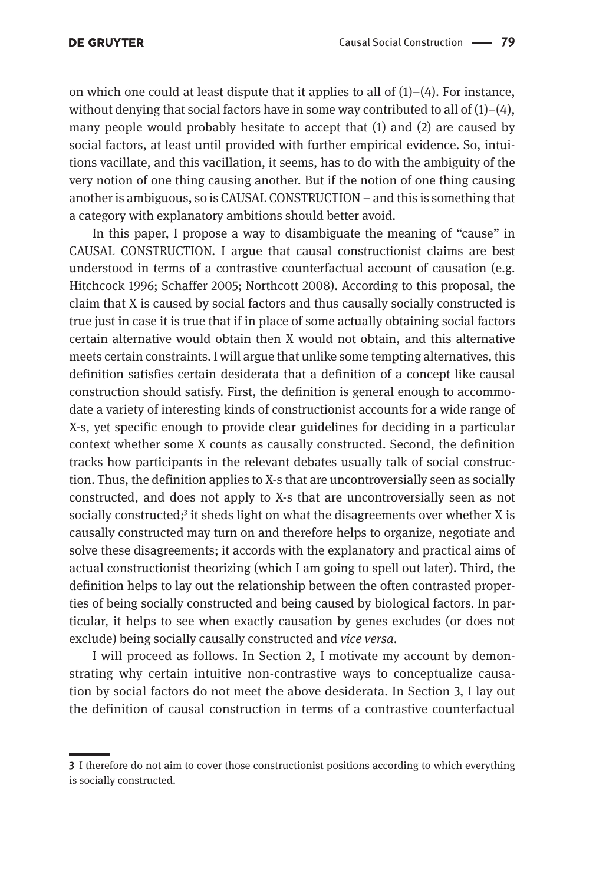on which one could at least dispute that it applies to all of (1)–(4). For instance, without denying that social factors have in some way contributed to all of (1)–(4), many people would probably hesitate to accept that (1) and (2) are caused by social factors, at least until provided with further empirical evidence. So, intuitions vacillate, and this vacillation, it seems, has to do with the ambiguity of the very notion of one thing causing another. But if the notion of one thing causing another is ambiguous, so is CAUSAL CONSTRUCTION – and this is something that a category with explanatory ambitions should better avoid.

In this paper, I propose a way to disambiguate the meaning of "cause" in CAUSAL CONSTRUCTION. I argue that causal constructionist claims are best understood in terms of a contrastive counterfactual account of causation (e.g. Hitchcock 1996; Schaffer 2005; Northcott 2008). According to this proposal, the claim that X is caused by social factors and thus causally socially constructed is true just in case it is true that if in place of some actually obtaining social factors certain alternative would obtain then X would not obtain, and this alternative meets certain constraints. I will argue that unlike some tempting alternatives, this definition satisfies certain desiderata that a definition of a concept like causal construction should satisfy. First, the definition is general enough to accommodate a variety of interesting kinds of constructionist accounts for a wide range of X-s, yet specific enough to provide clear guidelines for deciding in a particular context whether some X counts as causally constructed. Second, the definition tracks how participants in the relevant debates usually talk of social construction. Thus, the definition applies to X-s that are uncontroversially seen as socially constructed, and does not apply to X-s that are uncontroversially seen as not socially constructed;[3] it sheds light on what the disagreements over whether X is causally constructed may turn on and therefore helps to organize, negotiate and solve these disagreements; it accords with the explanatory and practical aims of actual constructionist theorizing (which I am going to spell out later). Third, the definition helps to lay out the relationship between the often contrasted properties of being socially constructed and being caused by biological factors. In particular, it helps to see when exactly causation by genes excludes (or does not exclude) being socially causally constructed and *vice versa*.

I will proceed as follows. In Section 2, I motivate my account by demonstrating why certain intuitive non-contrastive ways to conceptualize causation by social factors do not meet the above desiderata. In Section 3, I lay out the definition of causal construction in terms of a contrastive counterfactual

---

**3** I therefore do not aim to cover those constructionist positions according to which everything is socially constructed.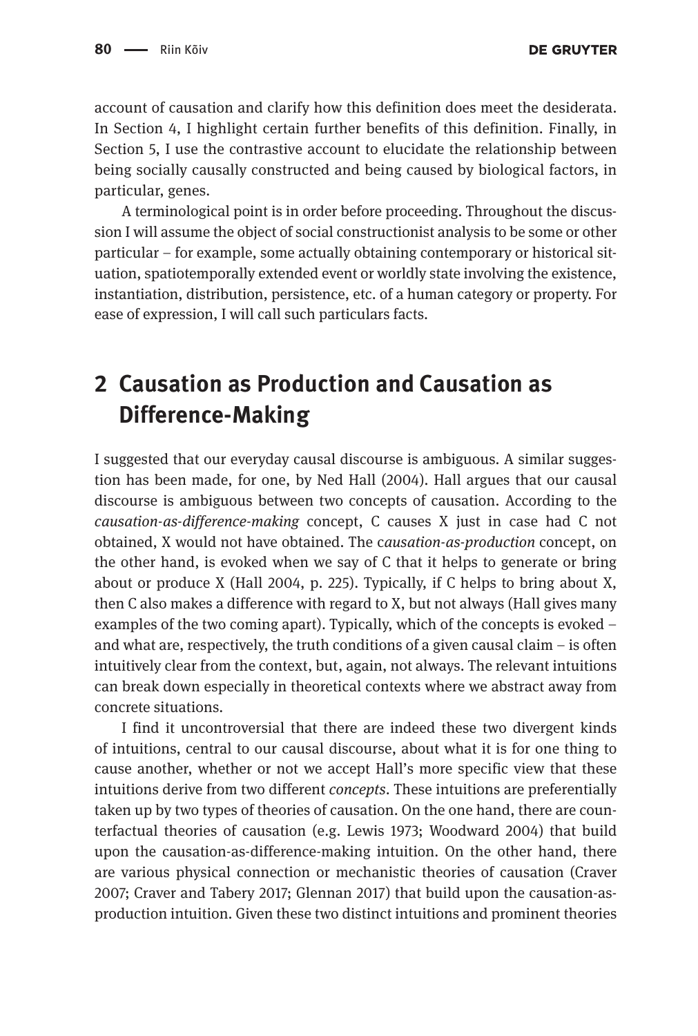account of causation and clarify how this definition does meet the desiderata. In Section 4, I highlight certain further benefits of this definition. Finally, in Section 5, I use the contrastive account to elucidate the relationship between being socially causally constructed and being caused by biological factors, in particular, genes.

A terminological point is in order before proceeding. Throughout the discussion I will assume the object of social constructionist analysis to be some or other particular – for example, some actually obtaining contemporary or historical situation, spatiotemporally extended event or worldly state involving the existence, instantiation, distribution, persistence, etc. of a human category or property. For ease of expression, I will call such particulars facts.

## 2 Causation as Production and Causation as Difference-Making

I suggested that our everyday causal discourse is ambiguous. A similar suggestion has been made, for one, by Ned Hall (2004). Hall argues that our causal discourse is ambiguous between two concepts of causation. According to the *causation-as-difference-making* concept, C causes X just in case had C not obtained, X would not have obtained. The c*ausation-as-production* concept, on the other hand, is evoked when we say of C that it helps to generate or bring about or produce X (Hall 2004, p. 225). Typically, if C helps to bring about X, then C also makes a difference with regard to X, but not always (Hall gives many examples of the two coming apart). Typically, which of the concepts is evoked – and what are, respectively, the truth conditions of a given causal claim – is often intuitively clear from the context, but, again, not always. The relevant intuitions can break down especially in theoretical contexts where we abstract away from concrete situations.

I find it uncontroversial that there are indeed these two divergent kinds of intuitions, central to our causal discourse, about what it is for one thing to cause another, whether or not we accept Hall's more specific view that these intuitions derive from two different *concepts*. These intuitions are preferentially taken up by two types of theories of causation. On the one hand, there are counterfactual theories of causation (e.g. Lewis 1973; Woodward 2004) that build upon the causation-as-difference-making intuition. On the other hand, there are various physical connection or mechanistic theories of causation (Craver 2007; Craver and Tabery 2017; Glennan 2017) that build upon the causation-as-production intuition. Given these two distinct intuitions and prominent theories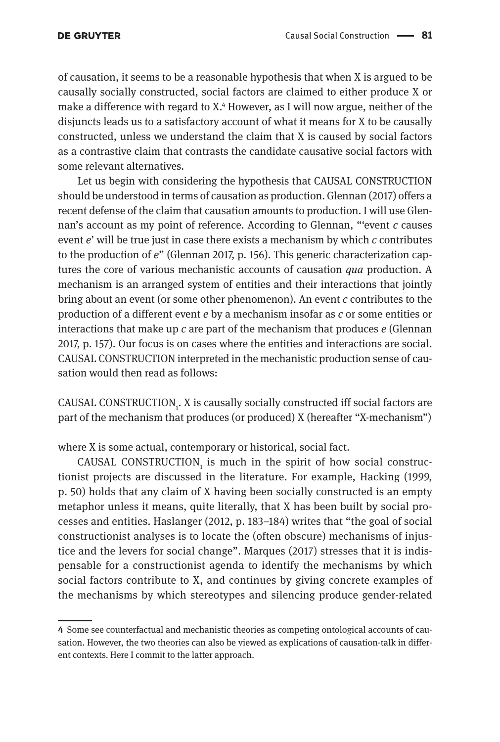of causation, it seems to be a reasonable hypothesis that when X is argued to be causally socially constructed, social factors are claimed to either produce X or make a difference with regard to X.[4] However, as I will now argue, neither of the disjuncts leads us to a satisfactory account of what it means for X to be causally constructed, unless we understand the claim that X is caused by social factors as a contrastive claim that contrasts the candidate causative social factors with some relevant alternatives.

Let us begin with considering the hypothesis that CAUSAL CONSTRUCTION should be understood in terms of causation as production. Glennan (2017) offers a recent defense of the claim that causation amounts to production. I will use Glennan's account as my point of reference. According to Glennan, "'event *c* causes event *e*' will be true just in case there exists a mechanism by which *c* contributes to the production of *e*" (Glennan 2017, p. 156). This generic characterization captures the core of various mechanistic accounts of causation *qua* production. A mechanism is an arranged system of entities and their interactions that jointly bring about an event (or some other phenomenon). An event *c* contributes to the production of a different event *e* by a mechanism insofar as *c* or some entities or interactions that make up *c* are part of the mechanism that produces *e* (Glennan 2017, p. 157). Our focus is on cases where the entities and interactions are social. CAUSAL CONSTRUCTION interpreted in the mechanistic production sense of causation would then read as follows:

CAUSAL CONSTRUCTION$_1$. X is causally socially constructed iff social factors are part of the mechanism that produces (or produced) X (hereafter "X-mechanism")

where X is some actual, contemporary or historical, social fact.

CAUSAL CONSTRUCTION$_1$ is much in the spirit of how social constructionist projects are discussed in the literature. For example, Hacking (1999, p. 50) holds that any claim of X having been socially constructed is an empty metaphor unless it means, quite literally, that X has been built by social processes and entities. Haslanger (2012, p. 183–184) writes that "the goal of social constructionist analyses is to locate the (often obscure) mechanisms of injustice and the levers for social change". Marques (2017) stresses that it is indispensable for a constructionist agenda to identify the mechanisms by which social factors contribute to X, and continues by giving concrete examples of the mechanisms by which stereotypes and silencing produce gender-related

---

**4** Some see counterfactual and mechanistic theories as competing ontological accounts of causation. However, the two theories can also be viewed as explications of causation-talk in different contexts. Here I commit to the latter approach.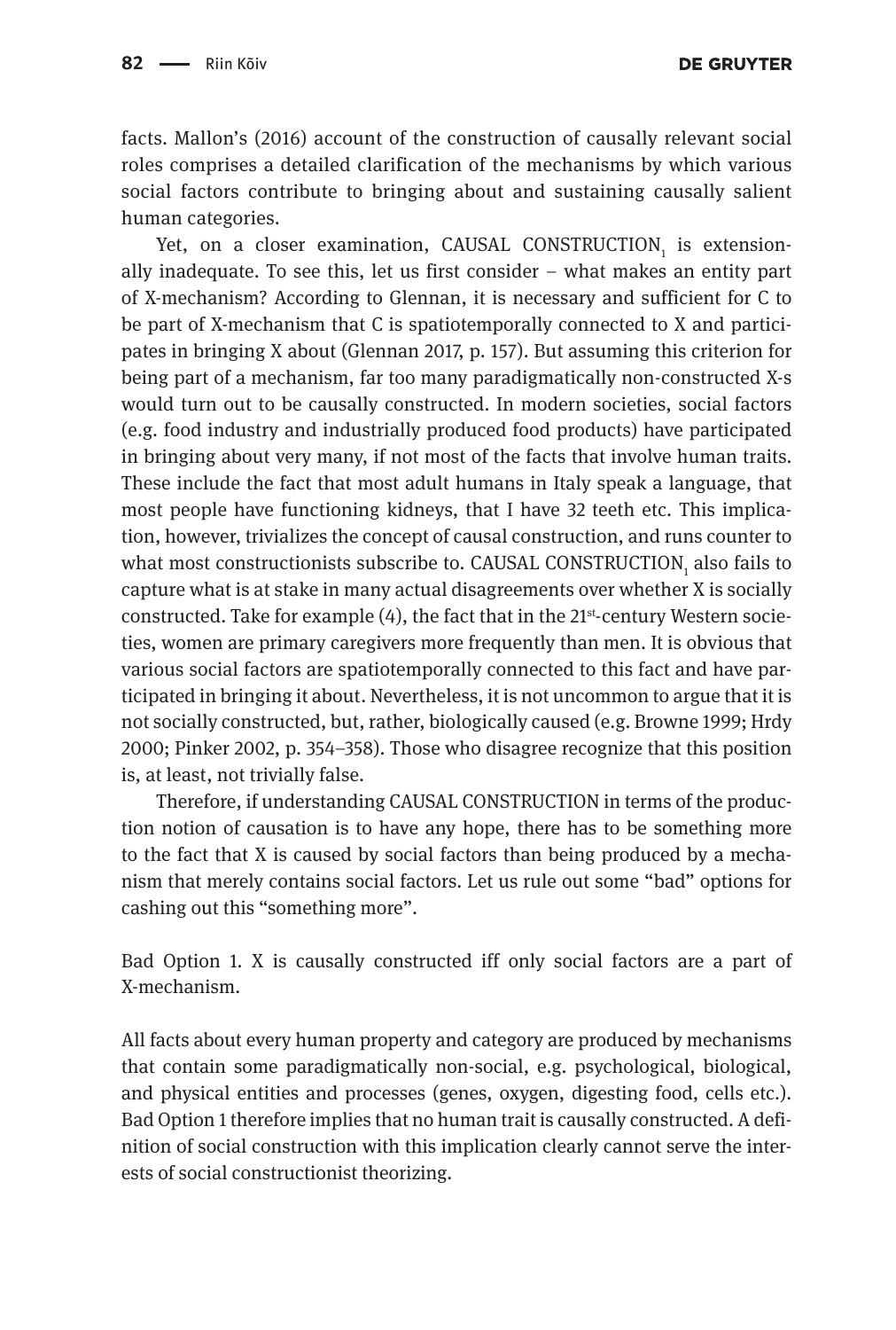facts. Mallon's (2016) account of the construction of causally relevant social roles comprises a detailed clarification of the mechanisms by which various social factors contribute to bringing about and sustaining causally salient human categories.

Yet, on a closer examination, CAUSAL CONSTRUCTION$_1$ is extensionally inadequate. To see this, let us first consider – what makes an entity part of X-mechanism? According to Glennan, it is necessary and sufficient for C to be part of X-mechanism that C is spatiotemporally connected to X and participates in bringing X about (Glennan 2017, p. 157). But assuming this criterion for being part of a mechanism, far too many paradigmatically non-constructed X-s would turn out to be causally constructed. In modern societies, social factors (e.g. food industry and industrially produced food products) have participated in bringing about very many, if not most of the facts that involve human traits. These include the fact that most adult humans in Italy speak a language, that most people have functioning kidneys, that I have 32 teeth etc. This implication, however, trivializes the concept of causal construction, and runs counter to what most constructionists subscribe to. CAUSAL CONSTRUCTION$_1$ also fails to capture what is at stake in many actual disagreements over whether X is socially constructed. Take for example (4), the fact that in the 21st-century Western societies, women are primary caregivers more frequently than men. It is obvious that various social factors are spatiotemporally connected to this fact and have participated in bringing it about. Nevertheless, it is not uncommon to argue that it is not socially constructed, but, rather, biologically caused (e.g. Browne 1999; Hrdy 2000; Pinker 2002, p. 354–358). Those who disagree recognize that this position is, at least, not trivially false.

Therefore, if understanding CAUSAL CONSTRUCTION in terms of the production notion of causation is to have any hope, there has to be something more to the fact that X is caused by social factors than being produced by a mechanism that merely contains social factors. Let us rule out some "bad" options for cashing out this "something more".

Bad Option 1. X is causally constructed iff only social factors are a part of X-mechanism.

All facts about every human property and category are produced by mechanisms that contain some paradigmatically non-social, e.g. psychological, biological, and physical entities and processes (genes, oxygen, digesting food, cells etc.). Bad Option 1 therefore implies that no human trait is causally constructed. A definition of social construction with this implication clearly cannot serve the interests of social constructionist theorizing.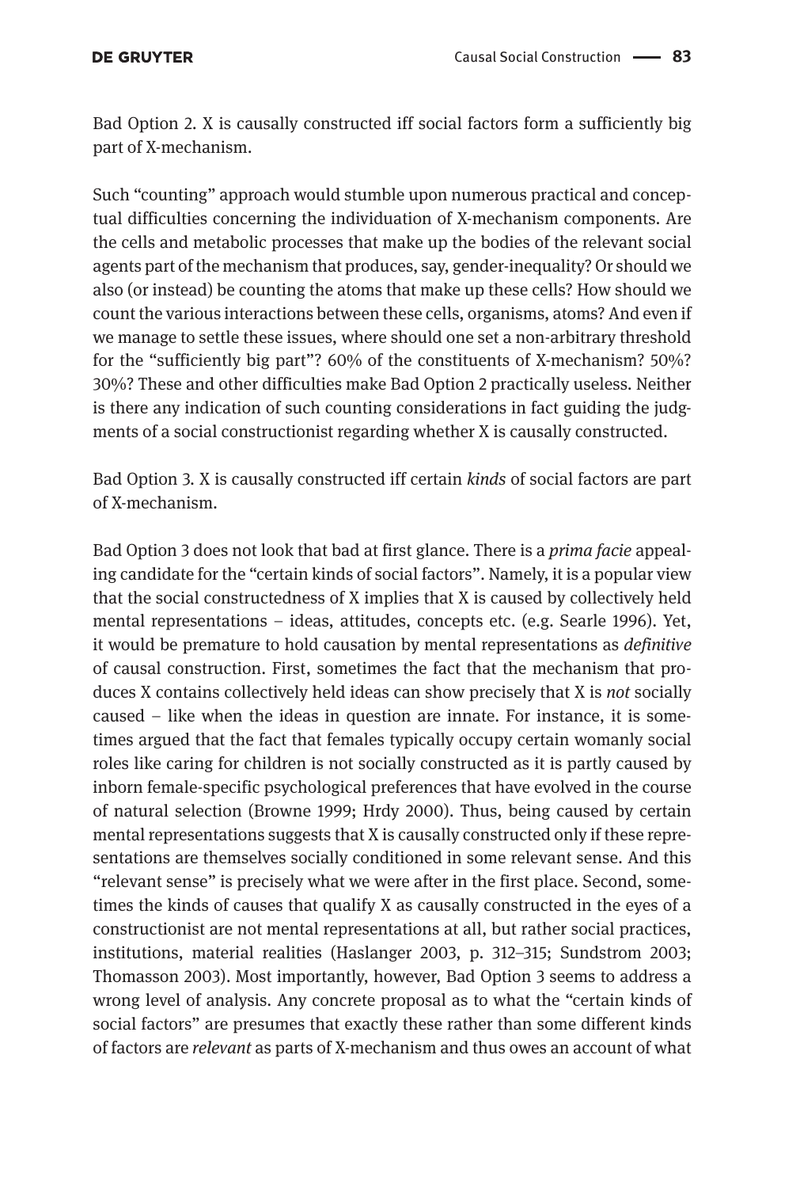Bad Option 2. X is causally constructed iff social factors form a sufficiently big part of X-mechanism.

Such "counting" approach would stumble upon numerous practical and conceptual difficulties concerning the individuation of X-mechanism components. Are the cells and metabolic processes that make up the bodies of the relevant social agents part of the mechanism that produces, say, gender-inequality? Or should we also (or instead) be counting the atoms that make up these cells? How should we count the various interactions between these cells, organisms, atoms? And even if we manage to settle these issues, where should one set a non-arbitrary threshold for the "sufficiently big part"? 60% of the constituents of X-mechanism? 50%? 30%? These and other difficulties make Bad Option 2 practically useless. Neither is there any indication of such counting considerations in fact guiding the judgments of a social constructionist regarding whether X is causally constructed.

Bad Option 3. X is causally constructed iff certain *kinds* of social factors are part of X-mechanism.

Bad Option 3 does not look that bad at first glance. There is a *prima facie* appealing candidate for the "certain kinds of social factors". Namely, it is a popular view that the social constructedness of X implies that X is caused by collectively held mental representations – ideas, attitudes, concepts etc. (e.g. Searle 1996). Yet, it would be premature to hold causation by mental representations as *definitive* of causal construction. First, sometimes the fact that the mechanism that produces X contains collectively held ideas can show precisely that X is *not* socially caused – like when the ideas in question are innate. For instance, it is sometimes argued that the fact that females typically occupy certain womanly social roles like caring for children is not socially constructed as it is partly caused by inborn female-specific psychological preferences that have evolved in the course of natural selection (Browne 1999; Hrdy 2000). Thus, being caused by certain mental representations suggests that X is causally constructed only if these representations are themselves socially conditioned in some relevant sense. And this "relevant sense" is precisely what we were after in the first place. Second, sometimes the kinds of causes that qualify X as causally constructed in the eyes of a constructionist are not mental representations at all, but rather social practices, institutions, material realities (Haslanger 2003, p. 312–315; Sundstrom 2003; Thomasson 2003). Most importantly, however, Bad Option 3 seems to address a wrong level of analysis. Any concrete proposal as to what the "certain kinds of social factors" are presumes that exactly these rather than some different kinds of factors are *relevant* as parts of X-mechanism and thus owes an account of what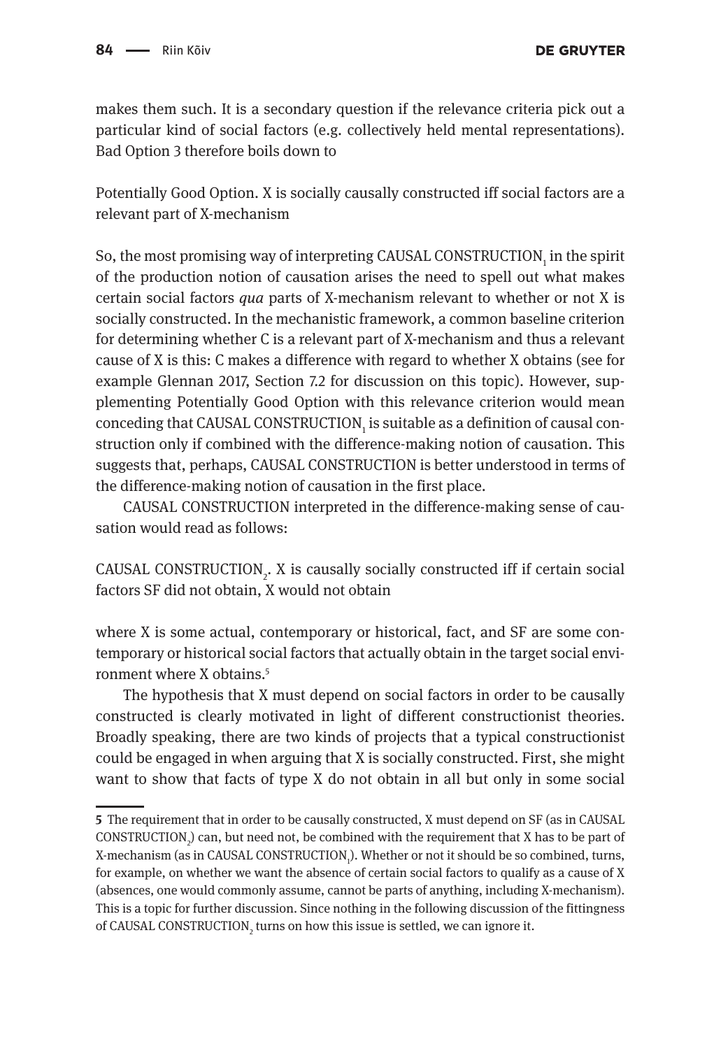makes them such. It is a secondary question if the relevance criteria pick out a particular kind of social factors (e.g. collectively held mental representations). Bad Option 3 therefore boils down to

Potentially Good Option. X is socially causally constructed iff social factors are a relevant part of X-mechanism

So, the most promising way of interpreting CAUSAL CONSTRUCTION$_1$ in the spirit of the production notion of causation arises the need to spell out what makes certain social factors *qua* parts of X-mechanism relevant to whether or not X is socially constructed. In the mechanistic framework, a common baseline criterion for determining whether C is a relevant part of X-mechanism and thus a relevant cause of X is this: C makes a difference with regard to whether X obtains (see for example Glennan 2017, Section 7.2 for discussion on this topic). However, supplementing Potentially Good Option with this relevance criterion would mean conceding that CAUSAL CONSTRUCTION$_1$ is suitable as a definition of causal construction only if combined with the difference-making notion of causation. This suggests that, perhaps, CAUSAL CONSTRUCTION is better understood in terms of the difference-making notion of causation in the first place.

CAUSAL CONSTRUCTION interpreted in the difference-making sense of causation would read as follows:

CAUSAL CONSTRUCTION$_2$. X is causally socially constructed iff if certain social factors SF did not obtain, X would not obtain

where X is some actual, contemporary or historical, fact, and SF are some contemporary or historical social factors that actually obtain in the target social environment where X obtains.[5]

The hypothesis that X must depend on social factors in order to be causally constructed is clearly motivated in light of different constructionist theories. Broadly speaking, there are two kinds of projects that a typical constructionist could be engaged in when arguing that X is socially constructed. First, she might want to show that facts of type X do not obtain in all but only in some social

---

**5** The requirement that in order to be causally constructed, X must depend on SF (as in CAUSAL CONSTRUCTION$_2$) can, but need not, be combined with the requirement that X has to be part of X-mechanism (as in CAUSAL CONSTRUCTION$_1$). Whether or not it should be so combined, turns, for example, on whether we want the absence of certain social factors to qualify as a cause of X (absences, one would commonly assume, cannot be parts of anything, including X-mechanism). This is a topic for further discussion. Since nothing in the following discussion of the fittingness of CAUSAL CONSTRUCTION$_2$ turns on how this issue is settled, we can ignore it.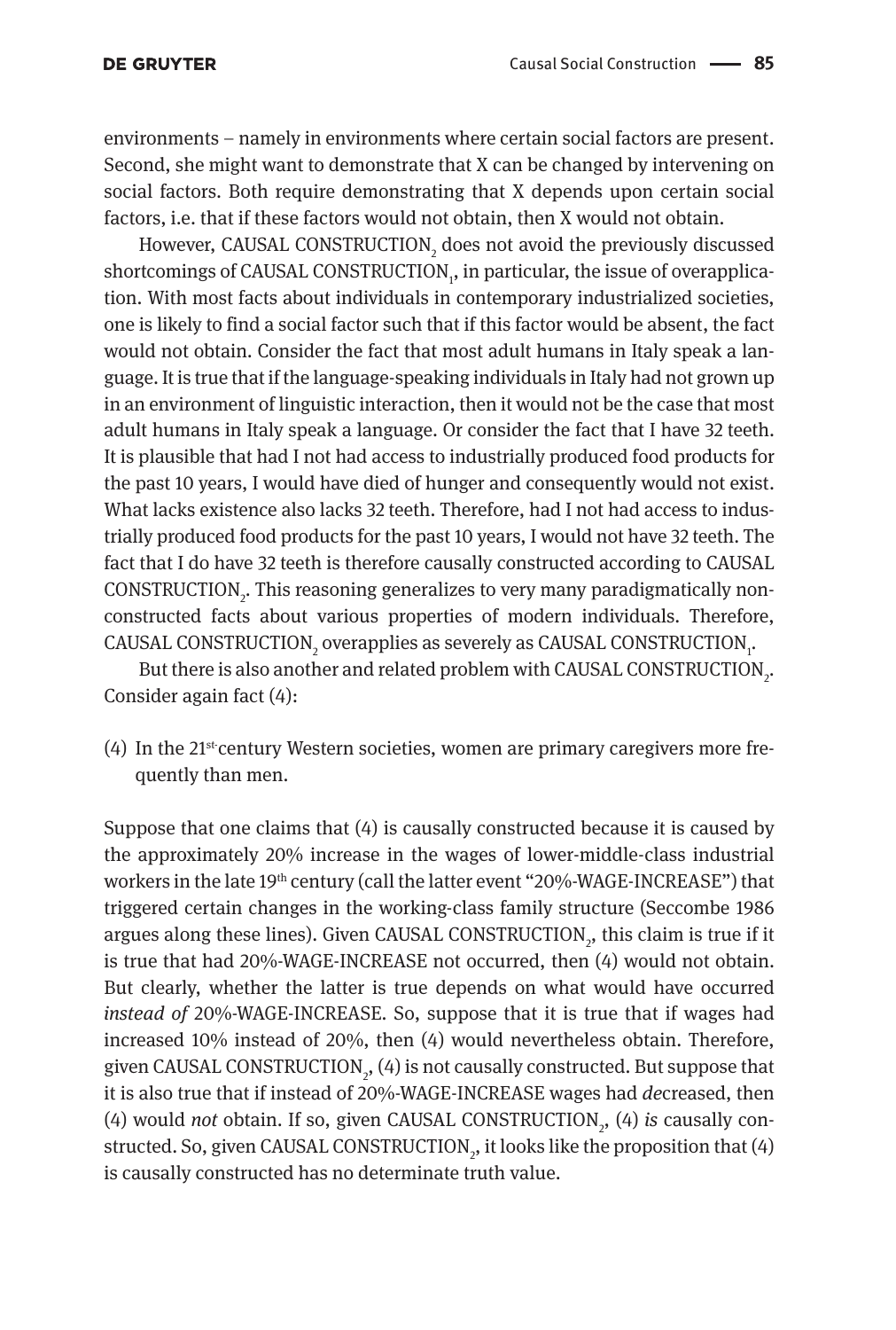environments – namely in environments where certain social factors are present. Second, she might want to demonstrate that X can be changed by intervening on social factors. Both require demonstrating that X depends upon certain social factors, i.e. that if these factors would not obtain, then X would not obtain.

However, CAUSAL CONSTRUCTION$_2$ does not avoid the previously discussed shortcomings of CAUSAL CONSTRUCTION$_1$, in particular, the issue of overapplication. With most facts about individuals in contemporary industrialized societies, one is likely to find a social factor such that if this factor would be absent, the fact would not obtain. Consider the fact that most adult humans in Italy speak a language. It is true that if the language-speaking individuals in Italy had not grown up in an environment of linguistic interaction, then it would not be the case that most adult humans in Italy speak a language. Or consider the fact that I have 32 teeth. It is plausible that had I not had access to industrially produced food products for the past 10 years, I would have died of hunger and consequently would not exist. What lacks existence also lacks 32 teeth. Therefore, had I not had access to industrially produced food products for the past 10 years, I would not have 32 teeth. The fact that I do have 32 teeth is therefore causally constructed according to CAUSAL CONSTRUCTION$_2$. This reasoning generalizes to very many paradigmatically non-constructed facts about various properties of modern individuals. Therefore, CAUSAL CONSTRUCTION$_2$ overapplies as severely as CAUSAL CONSTRUCTION$_1$.

But there is also another and related problem with CAUSAL CONSTRUCTION$_2$. Consider again fact (4):

(4) In the 21st century Western societies, women are primary caregivers more frequently than men.

Suppose that one claims that (4) is causally constructed because it is caused by the approximately 20% increase in the wages of lower-middle-class industrial workers in the late 19th century (call the latter event "20%-WAGE-INCREASE") that triggered certain changes in the working-class family structure (Seccombe 1986 argues along these lines). Given CAUSAL CONSTRUCTION$_2$, this claim is true if it is true that had 20%-WAGE-INCREASE not occurred, then (4) would not obtain. But clearly, whether the latter is true depends on what would have occurred *instead of* 20%-WAGE-INCREASE. So, suppose that it is true that if wages had increased 10% instead of 20%, then (4) would nevertheless obtain. Therefore, given CAUSAL CONSTRUCTION$_2$, (4) is not causally constructed. But suppose that it is also true that if instead of 20%-WAGE-INCREASE wages had *de*creased, then (4) would *not* obtain. If so, given CAUSAL CONSTRUCTION$_2$, (4) *is* causally constructed. So, given CAUSAL CONSTRUCTION$_2$, it looks like the proposition that (4) is causally constructed has no determinate truth value.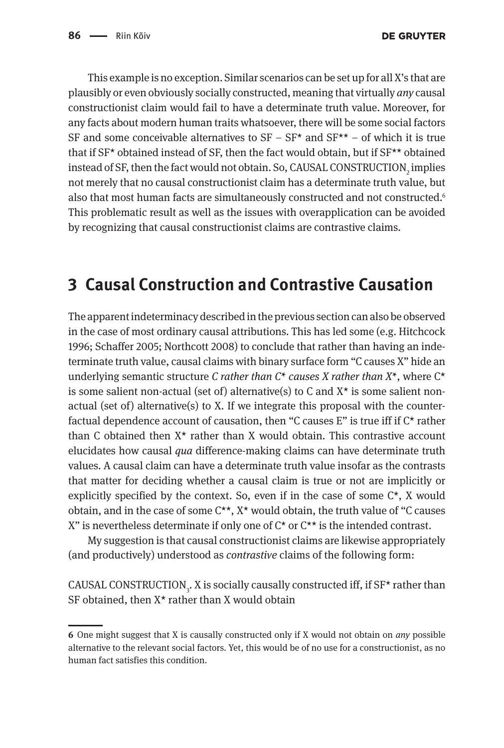This example is no exception. Similar scenarios can be set up for all X's that are plausibly or even obviously socially constructed, meaning that virtually *any* causal constructionist claim would fail to have a determinate truth value. Moreover, for any facts about modern human traits whatsoever, there will be some social factors SF and some conceivable alternatives to SF – SF* and SF** – of which it is true that if SF* obtained instead of SF, then the fact would obtain, but if SF** obtained instead of SF, then the fact would not obtain. So, CAUSAL CONSTRUCTION$_2$ implies not merely that no causal constructionist claim has a determinate truth value, but also that most human facts are simultaneously constructed and not constructed.[6] This problematic result as well as the issues with overapplication can be avoided by recognizing that causal constructionist claims are contrastive claims.

## 3 Causal Construction and Contrastive Causation

The apparent indeterminacy described in the previous section can also be observed in the case of most ordinary causal attributions. This has led some (e.g. Hitchcock 1996; Schaffer 2005; Northcott 2008) to conclude that rather than having an indeterminate truth value, causal claims with binary surface form "C causes X" hide an underlying semantic structure *C rather than C* causes X rather than X**, where C* is some salient non-actual (set of) alternative(s) to C and X* is some salient non-actual (set of) alternative(s) to X. If we integrate this proposal with the counterfactual dependence account of causation, then "C causes E" is true iff if C* rather than C obtained then X* rather than X would obtain. This contrastive account elucidates how causal *qua* difference-making claims can have determinate truth values. A causal claim can have a determinate truth value insofar as the contrasts that matter for deciding whether a causal claim is true or not are implicitly or explicitly specified by the context. So, even if in the case of some C*, X would obtain, and in the case of some C**, X* would obtain, the truth value of "C causes X" is nevertheless determinate if only one of C* or C** is the intended contrast.

My suggestion is that causal constructionist claims are likewise appropriately (and productively) understood as *contrastive* claims of the following form:

CAUSAL CONSTRUCTION$_3$. X is socially causally constructed iff, if SF* rather than SF obtained, then X* rather than X would obtain

---

6 One might suggest that X is causally constructed only if X would not obtain on *any* possible alternative to the relevant social factors. Yet, this would be of no use for a constructionist, as no human fact satisfies this condition.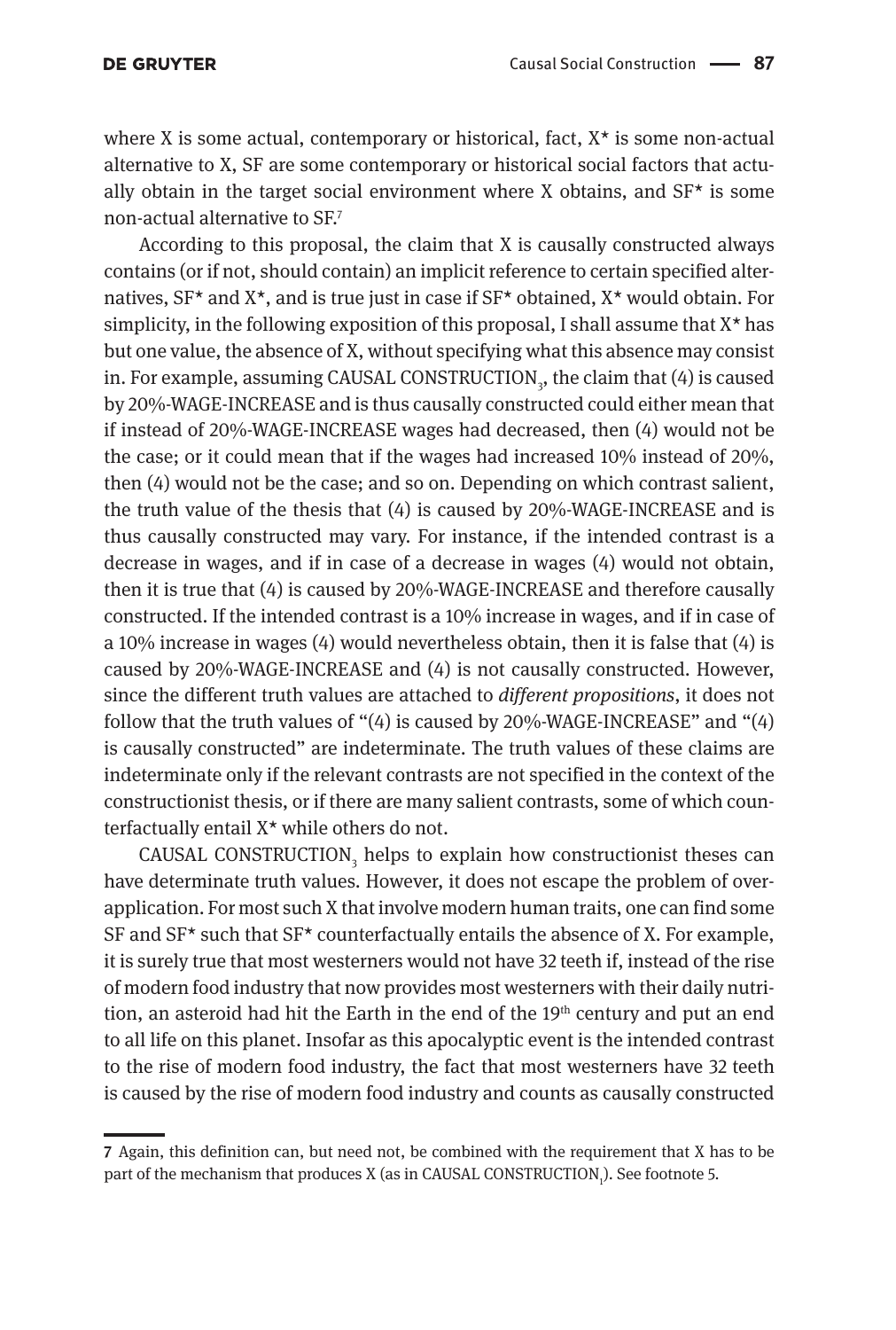where X is some actual, contemporary or historical, fact, X* is some non-actual alternative to X, SF are some contemporary or historical social factors that actually obtain in the target social environment where X obtains, and SF* is some non-actual alternative to SF.[7]

According to this proposal, the claim that X is causally constructed always contains (or if not, should contain) an implicit reference to certain specified alternatives, SF* and X*, and is true just in case if SF* obtained, X* would obtain. For simplicity, in the following exposition of this proposal, I shall assume that X* has but one value, the absence of X, without specifying what this absence may consist in. For example, assuming CAUSAL CONSTRUCTION$_3$, the claim that (4) is caused by 20%-WAGE-INCREASE and is thus causally constructed could either mean that if instead of 20%-WAGE-INCREASE wages had decreased, then (4) would not be the case; or it could mean that if the wages had increased 10% instead of 20%, then (4) would not be the case; and so on. Depending on which contrast salient, the truth value of the thesis that (4) is caused by 20%-WAGE-INCREASE and is thus causally constructed may vary. For instance, if the intended contrast is a decrease in wages, and if in case of a decrease in wages (4) would not obtain, then it is true that (4) is caused by 20%-WAGE-INCREASE and therefore causally constructed. If the intended contrast is a 10% increase in wages, and if in case of a 10% increase in wages (4) would nevertheless obtain, then it is false that (4) is caused by 20%-WAGE-INCREASE and (4) is not causally constructed. However, since the different truth values are attached to *different propositions*, it does not follow that the truth values of "(4) is caused by 20%-WAGE-INCREASE" and "(4) is causally constructed" are indeterminate. The truth values of these claims are indeterminate only if the relevant contrasts are not specified in the context of the constructionist thesis, or if there are many salient contrasts, some of which counterfactually entail X* while others do not.

CAUSAL CONSTRUCTION$_3$ helps to explain how constructionist theses can have determinate truth values. However, it does not escape the problem of overapplication. For most such X that involve modern human traits, one can find some SF and SF* such that SF* counterfactually entails the absence of X. For example, it is surely true that most westerners would not have 32 teeth if, instead of the rise of modern food industry that now provides most westerners with their daily nutrition, an asteroid had hit the Earth in the end of the 19th century and put an end to all life on this planet. Insofar as this apocalyptic event is the intended contrast to the rise of modern food industry, the fact that most westerners have 32 teeth is caused by the rise of modern food industry and counts as causally constructed

7 Again, this definition can, but need not, be combined with the requirement that X has to be part of the mechanism that produces X (as in CAUSAL CONSTRUCTION$_1$). See footnote 5.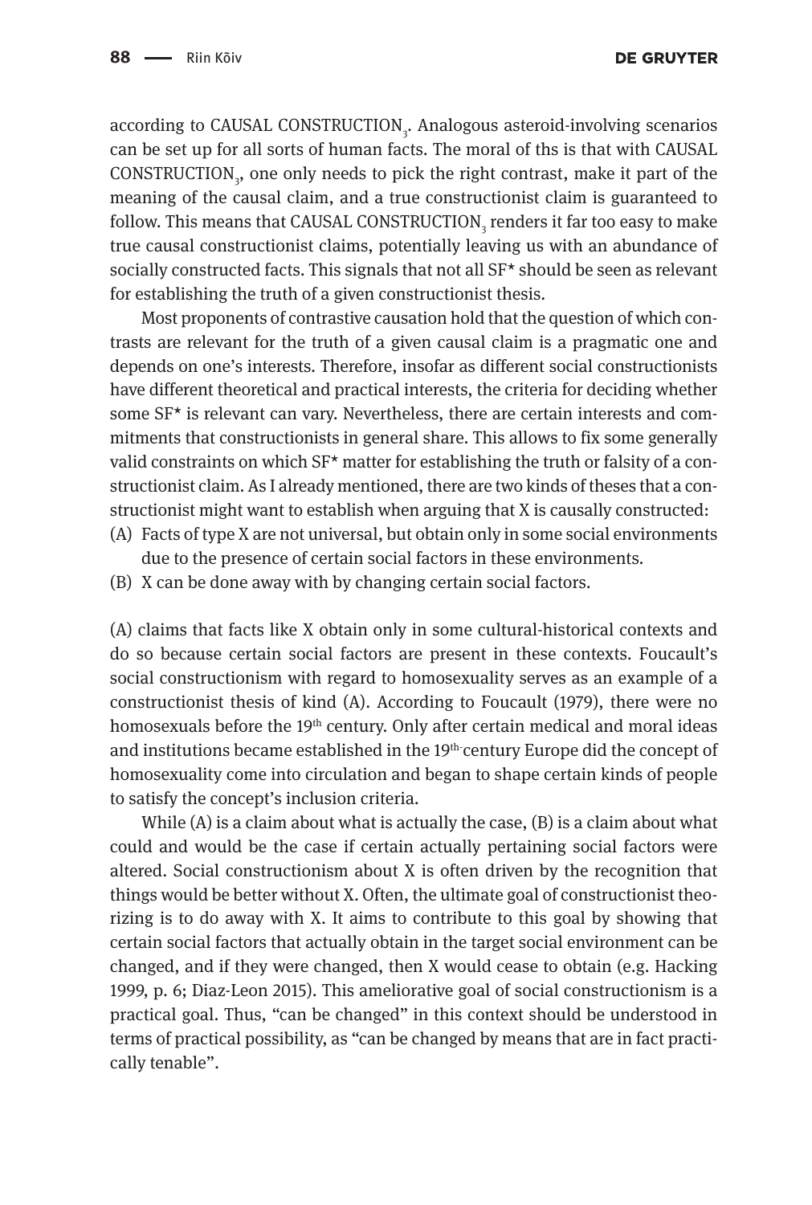according to CAUSAL CONSTRUCTION$_3$. Analogous asteroid-involving scenarios can be set up for all sorts of human facts. The moral of ths is that with CAUSAL CONSTRUCTION$_3$, one only needs to pick the right contrast, make it part of the meaning of the causal claim, and a true constructionist claim is guaranteed to follow. This means that CAUSAL CONSTRUCTION$_3$ renders it far too easy to make true causal constructionist claims, potentially leaving us with an abundance of socially constructed facts. This signals that not all SF* should be seen as relevant for establishing the truth of a given constructionist thesis.

Most proponents of contrastive causation hold that the question of which contrasts are relevant for the truth of a given causal claim is a pragmatic one and depends on one's interests. Therefore, insofar as different social constructionists have different theoretical and practical interests, the criteria for deciding whether some SF* is relevant can vary. Nevertheless, there are certain interests and commitments that constructionists in general share. This allows to fix some generally valid constraints on which SF* matter for establishing the truth or falsity of a constructionist claim. As I already mentioned, there are two kinds of theses that a constructionist might want to establish when arguing that X is causally constructed:

(A) Facts of type X are not universal, but obtain only in some social environments due to the presence of certain social factors in these environments.

(B) X can be done away with by changing certain social factors.

(A) claims that facts like X obtain only in some cultural-historical contexts and do so because certain social factors are present in these contexts. Foucault's social constructionism with regard to homosexuality serves as an example of a constructionist thesis of kind (A). According to Foucault (1979), there were no homosexuals before the 19th century. Only after certain medical and moral ideas and institutions became established in the 19th-century Europe did the concept of homosexuality come into circulation and began to shape certain kinds of people to satisfy the concept's inclusion criteria.

While (A) is a claim about what is actually the case, (B) is a claim about what could and would be the case if certain actually pertaining social factors were altered. Social constructionism about X is often driven by the recognition that things would be better without X. Often, the ultimate goal of constructionist theorizing is to do away with X. It aims to contribute to this goal by showing that certain social factors that actually obtain in the target social environment can be changed, and if they were changed, then X would cease to obtain (e.g. Hacking 1999, p. 6; Diaz-Leon 2015). This ameliorative goal of social constructionism is a practical goal. Thus, "can be changed" in this context should be understood in terms of practical possibility, as "can be changed by means that are in fact practically tenable".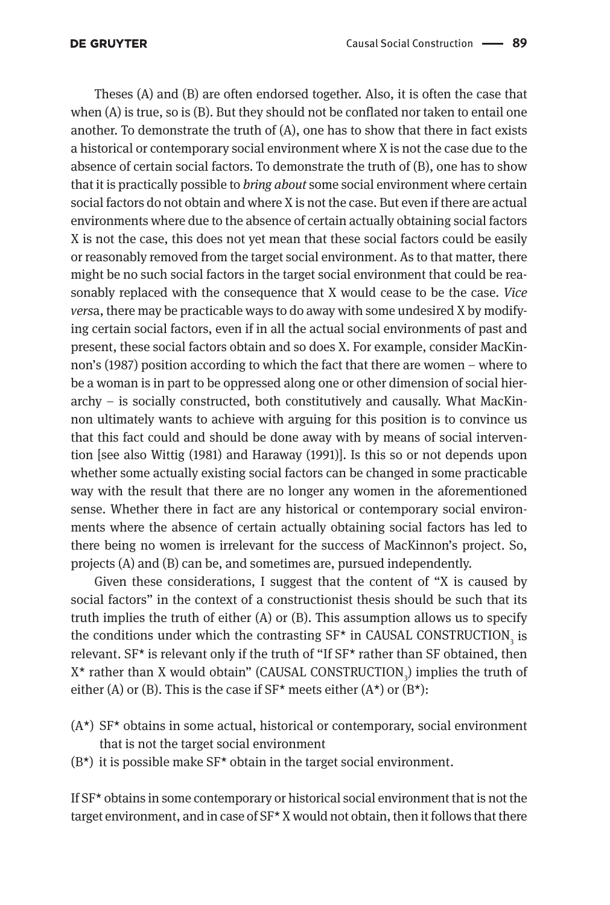Theses (A) and (B) are often endorsed together. Also, it is often the case that when (A) is true, so is (B). But they should not be conflated nor taken to entail one another. To demonstrate the truth of (A), one has to show that there in fact exists a historical or contemporary social environment where X is not the case due to the absence of certain social factors. To demonstrate the truth of (B), one has to show that it is practically possible to *bring about* some social environment where certain social factors do not obtain and where X is not the case. But even if there are actual environments where due to the absence of certain actually obtaining social factors X is not the case, this does not yet mean that these social factors could be easily or reasonably removed from the target social environment. As to that matter, there might be no such social factors in the target social environment that could be reasonably replaced with the consequence that X would cease to be the case. *Vice versa*, there may be practicable ways to do away with some undesired X by modifying certain social factors, even if in all the actual social environments of past and present, these social factors obtain and so does X. For example, consider MacKinnon's (1987) position according to which the fact that there are women – where to be a woman is in part to be oppressed along one or other dimension of social hierarchy – is socially constructed, both constitutively and causally. What MacKinnon ultimately wants to achieve with arguing for this position is to convince us that this fact could and should be done away with by means of social intervention [see also Wittig (1981) and Haraway (1991)]. Is this so or not depends upon whether some actually existing social factors can be changed in some practicable way with the result that there are no longer any women in the aforementioned sense. Whether there in fact are any historical or contemporary social environments where the absence of certain actually obtaining social factors has led to there being no women is irrelevant for the success of MacKinnon's project. So, projects (A) and (B) can be, and sometimes are, pursued independently.

Given these considerations, I suggest that the content of "X is caused by social factors" in the context of a constructionist thesis should be such that its truth implies the truth of either (A) or (B). This assumption allows us to specify the conditions under which the contrasting SF* in CAUSAL CONSTRUCTION$_3$ is relevant. SF* is relevant only if the truth of "If SF* rather than SF obtained, then X* rather than X would obtain" (CAUSAL CONSTRUCTION$_3$) implies the truth of either (A) or (B). This is the case if SF* meets either (A*) or (B*):

- (A*) SF* obtains in some actual, historical or contemporary, social environment that is not the target social environment
- (B*) it is possible make SF* obtain in the target social environment.

If SF* obtains in some contemporary or historical social environment that is not the target environment, and in case of SF* X would not obtain, then it follows that there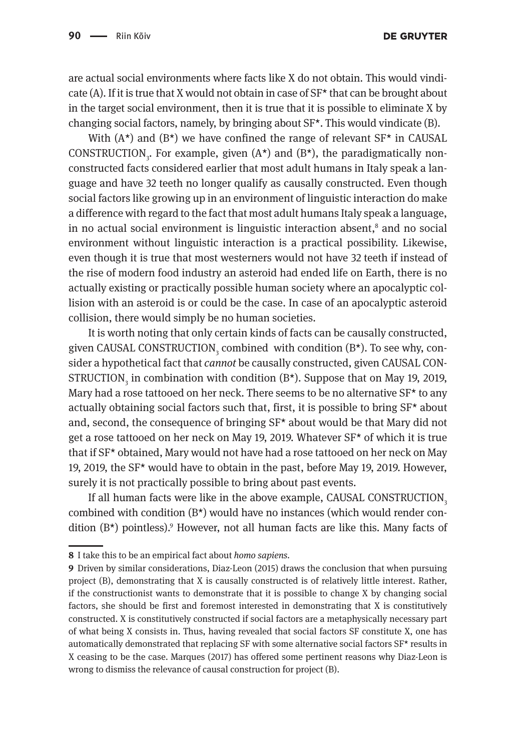are actual social environments where facts like X do not obtain. This would vindicate (A). If it is true that X would not obtain in case of SF* that can be brought about in the target social environment, then it is true that it is possible to eliminate X by changing social factors, namely, by bringing about SF*. This would vindicate (B).

With (A*) and (B*) we have confined the range of relevant SF* in CAUSAL CONSTRUCTION$_3$. For example, given (A*) and (B*), the paradigmatically non-constructed facts considered earlier that most adult humans in Italy speak a language and have 32 teeth no longer qualify as causally constructed. Even though social factors like growing up in an environment of linguistic interaction do make a difference with regard to the fact that most adult humans Italy speak a language, in no actual social environment is linguistic interaction absent,[8] and no social environment without linguistic interaction is a practical possibility. Likewise, even though it is true that most westerners would not have 32 teeth if instead of the rise of modern food industry an asteroid had ended life on Earth, there is no actually existing or practically possible human society where an apocalyptic collision with an asteroid is or could be the case. In case of an apocalyptic asteroid collision, there would simply be no human societies.

It is worth noting that only certain kinds of facts can be causally constructed, given CAUSAL CONSTRUCTION$_3$ combined with condition (B*). To see why, consider a hypothetical fact that *cannot* be causally constructed, given CAUSAL CONSTRUCTION$_3$ in combination with condition (B*). Suppose that on May 19, 2019, Mary had a rose tattooed on her neck. There seems to be no alternative SF* to any actually obtaining social factors such that, first, it is possible to bring SF* about and, second, the consequence of bringing SF* about would be that Mary did not get a rose tattooed on her neck on May 19, 2019. Whatever SF* of which it is true that if SF* obtained, Mary would not have had a rose tattooed on her neck on May 19, 2019, the SF* would have to obtain in the past, before May 19, 2019. However, surely it is not practically possible to bring about past events.

If all human facts were like in the above example, CAUSAL CONSTRUCTION$_3$ combined with condition (B*) would have no instances (which would render condition (B*) pointless).[9] However, not all human facts are like this. Many facts of

---

**8** I take this to be an empirical fact about *homo sapiens*.

**9** Driven by similar considerations, Diaz-Leon (2015) draws the conclusion that when pursuing project (B), demonstrating that X is causally constructed is of relatively little interest. Rather, if the constructionist wants to demonstrate that it is possible to change X by changing social factors, she should be first and foremost interested in demonstrating that X is constitutively constructed. X is constitutively constructed if social factors are a metaphysically necessary part of what being X consists in. Thus, having revealed that social factors SF constitute X, one has automatically demonstrated that replacing SF with some alternative social factors SF* results in X ceasing to be the case. Marques (2017) has offered some pertinent reasons why Diaz-Leon is wrong to dismiss the relevance of causal construction for project (B).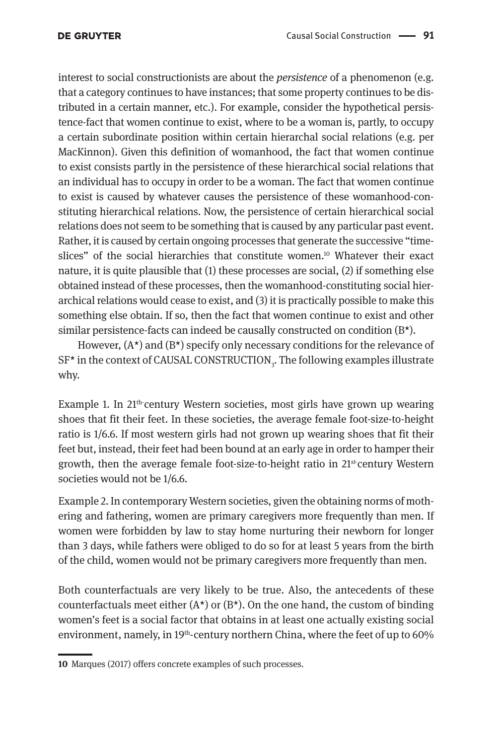interest to social constructionists are about the *persistence* of a phenomenon (e.g. that a category continues to have instances; that some property continues to be distributed in a certain manner, etc.). For example, consider the hypothetical persistence-fact that women continue to exist, where to be a woman is, partly, to occupy a certain subordinate position within certain hierarchal social relations (e.g. per MacKinnon). Given this definition of womanhood, the fact that women continue to exist consists partly in the persistence of these hierarchical social relations that an individual has to occupy in order to be a woman. The fact that women continue to exist is caused by whatever causes the persistence of these womanhood-constituting hierarchical relations. Now, the persistence of certain hierarchical social relations does not seem to be something that is caused by any particular past event. Rather, it is caused by certain ongoing processes that generate the successive "time-slices" of the social hierarchies that constitute women.[10] Whatever their exact nature, it is quite plausible that (1) these processes are social, (2) if something else obtained instead of these processes, then the womanhood-constituting social hierarchical relations would cease to exist, and (3) it is practically possible to make this something else obtain. If so, then the fact that women continue to exist and other similar persistence-facts can indeed be causally constructed on condition (B*).

However, (A*) and (B*) specify only necessary conditions for the relevance of SF* in the context of CAUSAL CONSTRUCTION$_3$. The following examples illustrate why.

Example 1. In 21th-century Western societies, most girls have grown up wearing shoes that fit their feet. In these societies, the average female foot-size-to-height ratio is 1/6.6. If most western girls had not grown up wearing shoes that fit their feet but, instead, their feet had been bound at an early age in order to hamper their growth, then the average female foot-size-to-height ratio in 21st-century Western societies would not be 1/6.6.

Example 2. In contemporary Western societies, given the obtaining norms of mothering and fathering, women are primary caregivers more frequently than men. If women were forbidden by law to stay home nurturing their newborn for longer than 3 days, while fathers were obliged to do so for at least 5 years from the birth of the child, women would not be primary caregivers more frequently than men.

Both counterfactuals are very likely to be true. Also, the antecedents of these counterfactuals meet either (A*) or (B*). On the one hand, the custom of binding women's feet is a social factor that obtains in at least one actually existing social environment, namely, in 19th-century northern China, where the feet of up to 60%

10 Marques (2017) offers concrete examples of such processes.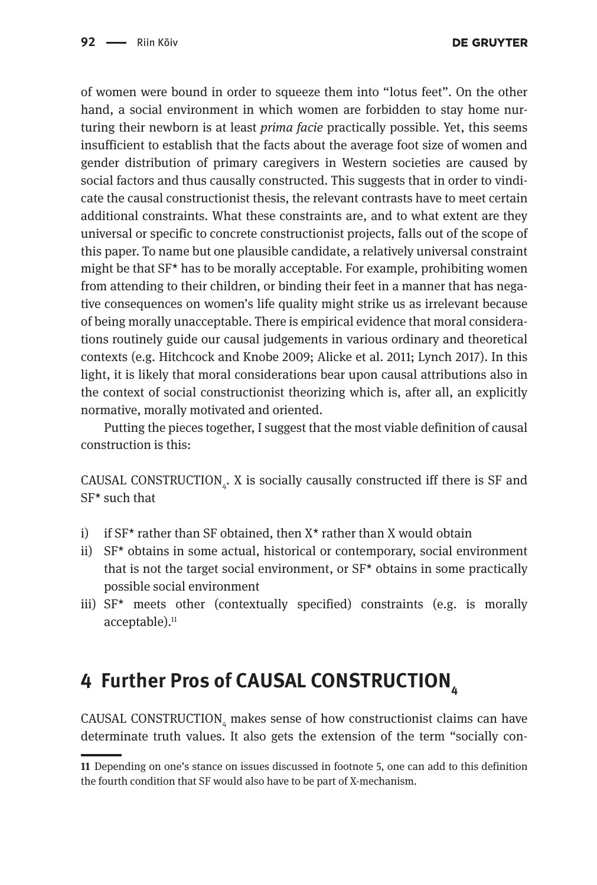of women were bound in order to squeeze them into "lotus feet". On the other hand, a social environment in which women are forbidden to stay home nurturing their newborn is at least *prima facie* practically possible. Yet, this seems insufficient to establish that the facts about the average foot size of women and gender distribution of primary caregivers in Western societies are caused by social factors and thus causally constructed. This suggests that in order to vindicate the causal constructionist thesis, the relevant contrasts have to meet certain additional constraints. What these constraints are, and to what extent are they universal or specific to concrete constructionist projects, falls out of the scope of this paper. To name but one plausible candidate, a relatively universal constraint might be that SF* has to be morally acceptable. For example, prohibiting women from attending to their children, or binding their feet in a manner that has negative consequences on women's life quality might strike us as irrelevant because of being morally unacceptable. There is empirical evidence that moral considerations routinely guide our causal judgements in various ordinary and theoretical contexts (e.g. Hitchcock and Knobe 2009; Alicke et al. 2011; Lynch 2017). In this light, it is likely that moral considerations bear upon causal attributions also in the context of social constructionist theorizing which is, after all, an explicitly normative, morally motivated and oriented.

Putting the pieces together, I suggest that the most viable definition of causal construction is this:

CAUSAL CONSTRUCTION$_4$. X is socially causally constructed iff there is SF and SF* such that

i) if SF* rather than SF obtained, then X* rather than X would obtain
ii) SF* obtains in some actual, historical or contemporary, social environment that is not the target social environment, or SF* obtains in some practically possible social environment
iii) SF* meets other (contextually specified) constraints (e.g. is morally acceptable).[11]

## 4 Further Pros of CAUSAL CONSTRUCTION$_4$

CAUSAL CONSTRUCTION$_4$ makes sense of how constructionist claims can have determinate truth values. It also gets the extension of the term "socially con-

[11] Depending on one's stance on issues discussed in footnote 5, one can add to this definition the fourth condition that SF would also have to be part of X-mechanism.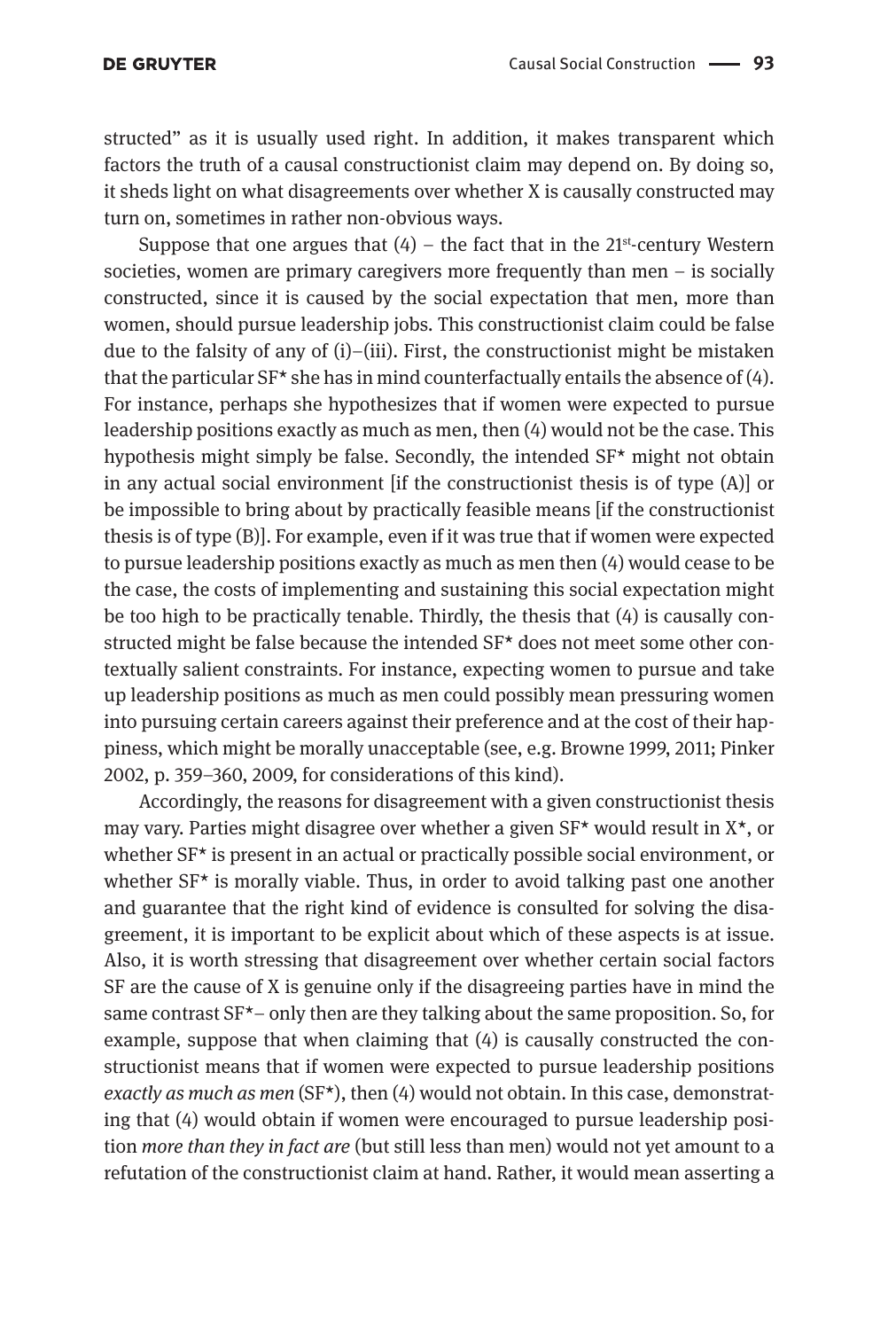structed" as it is usually used right. In addition, it makes transparent which factors the truth of a causal constructionist claim may depend on. By doing so, it sheds light on what disagreements over whether X is causally constructed may turn on, sometimes in rather non-obvious ways.

Suppose that one argues that (4) – the fact that in the 21st-century Western societies, women are primary caregivers more frequently than men – is socially constructed, since it is caused by the social expectation that men, more than women, should pursue leadership jobs. This constructionist claim could be false due to the falsity of any of (i)–(iii). First, the constructionist might be mistaken that the particular SF* she has in mind counterfactually entails the absence of (4). For instance, perhaps she hypothesizes that if women were expected to pursue leadership positions exactly as much as men, then (4) would not be the case. This hypothesis might simply be false. Secondly, the intended SF* might not obtain in any actual social environment [if the constructionist thesis is of type (A)] or be impossible to bring about by practically feasible means [if the constructionist thesis is of type (B)]. For example, even if it was true that if women were expected to pursue leadership positions exactly as much as men then (4) would cease to be the case, the costs of implementing and sustaining this social expectation might be too high to be practically tenable. Thirdly, the thesis that (4) is causally constructed might be false because the intended SF* does not meet some other contextually salient constraints. For instance, expecting women to pursue and take up leadership positions as much as men could possibly mean pressuring women into pursuing certain careers against their preference and at the cost of their happiness, which might be morally unacceptable (see, e.g. Browne 1999, 2011; Pinker 2002, p. 359–360, 2009, for considerations of this kind).

Accordingly, the reasons for disagreement with a given constructionist thesis may vary. Parties might disagree over whether a given SF* would result in X*, or whether SF* is present in an actual or practically possible social environment, or whether SF* is morally viable. Thus, in order to avoid talking past one another and guarantee that the right kind of evidence is consulted for solving the disagreement, it is important to be explicit about which of these aspects is at issue. Also, it is worth stressing that disagreement over whether certain social factors SF are the cause of X is genuine only if the disagreeing parties have in mind the same contrast SF*– only then are they talking about the same proposition. So, for example, suppose that when claiming that (4) is causally constructed the constructionist means that if women were expected to pursue leadership positions *exactly as much as men* (SF*), then (4) would not obtain. In this case, demonstrating that (4) would obtain if women were encouraged to pursue leadership position *more than they in fact are* (but still less than men) would not yet amount to a refutation of the constructionist claim at hand. Rather, it would mean asserting a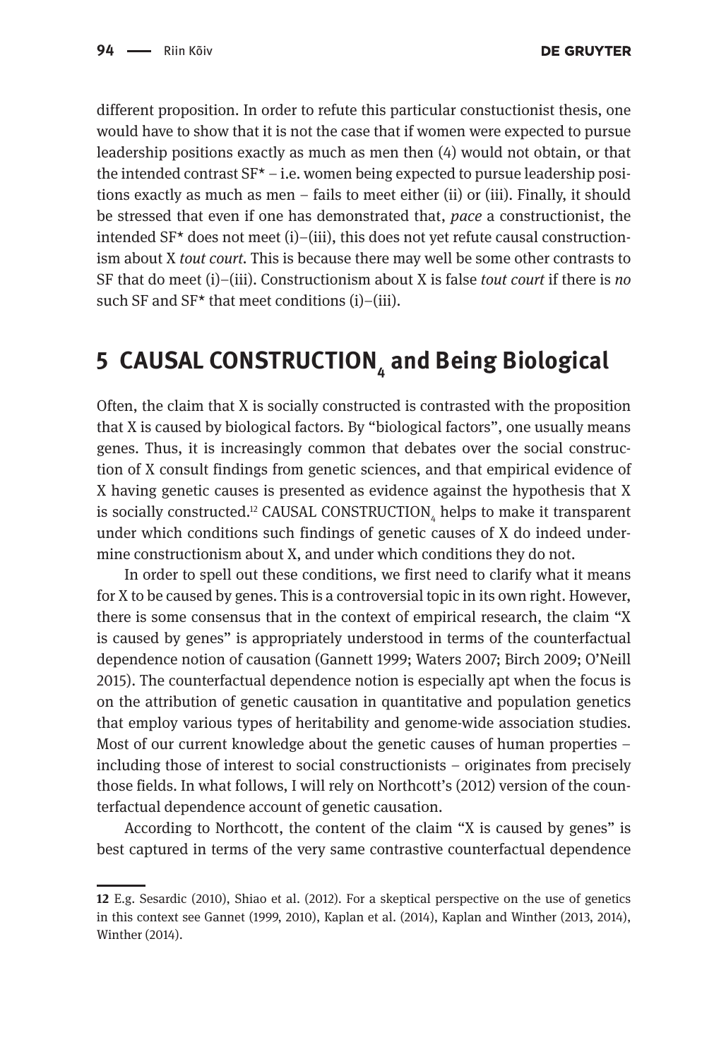different proposition. In order to refute this particular constuctionist thesis, one would have to show that it is not the case that if women were expected to pursue leadership positions exactly as much as men then (4) would not obtain, or that the intended contrast SF* – i.e. women being expected to pursue leadership positions exactly as much as men – fails to meet either (ii) or (iii). Finally, it should be stressed that even if one has demonstrated that, *pace* a constructionist, the intended SF* does not meet (i)–(iii), this does not yet refute causal constructionism about X *tout court*. This is because there may well be some other contrasts to SF that do meet (i)–(iii). Constructionism about X is false *tout court* if there is *no* such SF and SF* that meet conditions (i)–(iii).

## 5 CAUSAL CONSTRUCTION$_4$ and Being Biological

Often, the claim that X is socially constructed is contrasted with the proposition that X is caused by biological factors. By "biological factors", one usually means genes. Thus, it is increasingly common that debates over the social construction of X consult findings from genetic sciences, and that empirical evidence of X having genetic causes is presented as evidence against the hypothesis that X is socially constructed.[12] CAUSAL CONSTRUCTION$_4$ helps to make it transparent under which conditions such findings of genetic causes of X do indeed undermine constructionism about X, and under which conditions they do not.

In order to spell out these conditions, we first need to clarify what it means for X to be caused by genes. This is a controversial topic in its own right. However, there is some consensus that in the context of empirical research, the claim "X is caused by genes" is appropriately understood in terms of the counterfactual dependence notion of causation (Gannett 1999; Waters 2007; Birch 2009; O'Neill 2015). The counterfactual dependence notion is especially apt when the focus is on the attribution of genetic causation in quantitative and population genetics that employ various types of heritability and genome-wide association studies. Most of our current knowledge about the genetic causes of human properties – including those of interest to social constructionists – originates from precisely those fields. In what follows, I will rely on Northcott's (2012) version of the counterfactual dependence account of genetic causation.

According to Northcott, the content of the claim "X is caused by genes" is best captured in terms of the very same contrastive counterfactual dependence

---

**12** E.g. Sesardic (2010), Shiao et al. (2012). For a skeptical perspective on the use of genetics in this context see Gannet (1999, 2010), Kaplan et al. (2014), Kaplan and Winther (2013, 2014), Winther (2014).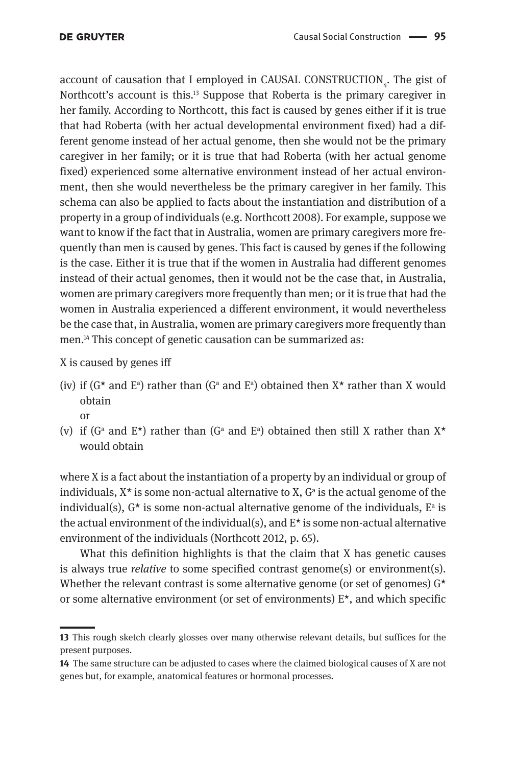account of causation that I employed in CAUSAL CONSTRUCTION$_4$. The gist of Northcott's account is this.[13] Suppose that Roberta is the primary caregiver in her family. According to Northcott, this fact is caused by genes either if it is true that had Roberta (with her actual developmental environment fixed) had a different genome instead of her actual genome, then she would not be the primary caregiver in her family; or it is true that had Roberta (with her actual genome fixed) experienced some alternative environment instead of her actual environment, then she would nevertheless be the primary caregiver in her family. This schema can also be applied to facts about the instantiation and distribution of a property in a group of individuals (e.g. Northcott 2008). For example, suppose we want to know if the fact that in Australia, women are primary caregivers more frequently than men is caused by genes. This fact is caused by genes if the following is the case. Either it is true that if the women in Australia had different genomes instead of their actual genomes, then it would not be the case that, in Australia, women are primary caregivers more frequently than men; or it is true that had the women in Australia experienced a different environment, it would nevertheless be the case that, in Australia, women are primary caregivers more frequently than men.[14] This concept of genetic causation can be summarized as:

X is caused by genes iff

(iv) if ($G^*$ and $E^a$) rather than ($G^a$ and $E^a$) obtained then $X^*$ rather than X would obtain
or

(v) if ($G^a$ and $E^*$) rather than ($G^a$ and $E^a$) obtained then still X rather than $X^*$ would obtain

where X is a fact about the instantiation of a property by an individual or group of individuals, $X^*$ is some non-actual alternative to X, $G^a$ is the actual genome of the individual(s), $G^*$ is some non-actual alternative genome of the individuals, $E^a$ is the actual environment of the individual(s), and $E^*$ is some non-actual alternative environment of the individuals (Northcott 2012, p. 65).

What this definition highlights is that the claim that X has genetic causes is always true *relative* to some specified contrast genome(s) or environment(s). Whether the relevant contrast is some alternative genome (or set of genomes) $G^*$ or some alternative environment (or set of environments) $E^*$, and which specific

---

**13** This rough sketch clearly glosses over many otherwise relevant details, but suffices for the present purposes.

**14** The same structure can be adjusted to cases where the claimed biological causes of X are not genes but, for example, anatomical features or hormonal processes.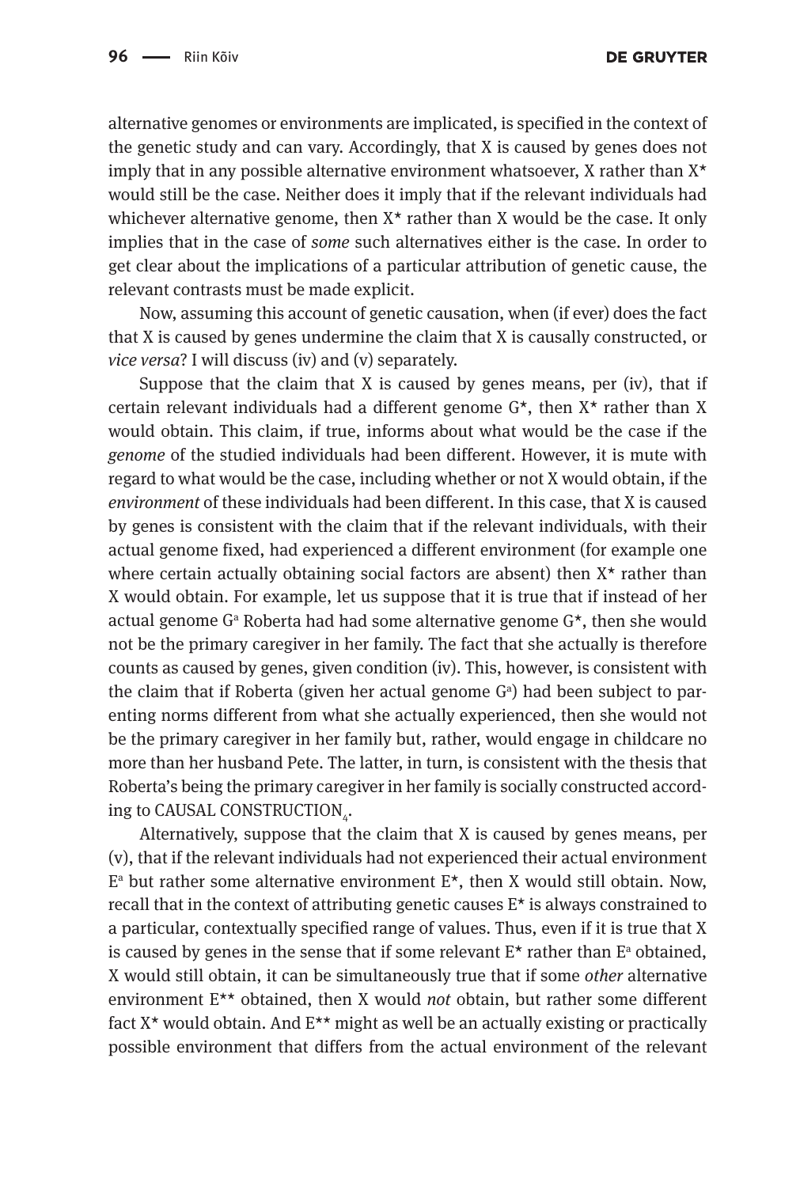alternative genomes or environments are implicated, is specified in the context of the genetic study and can vary. Accordingly, that X is caused by genes does not imply that in any possible alternative environment whatsoever, X rather than X* would still be the case. Neither does it imply that if the relevant individuals had whichever alternative genome, then X* rather than X would be the case. It only implies that in the case of *some* such alternatives either is the case. In order to get clear about the implications of a particular attribution of genetic cause, the relevant contrasts must be made explicit.

Now, assuming this account of genetic causation, when (if ever) does the fact that X is caused by genes undermine the claim that X is causally constructed, or *vice versa*? I will discuss (iv) and (v) separately.

Suppose that the claim that X is caused by genes means, per (iv), that if certain relevant individuals had a different genome G*, then X* rather than X would obtain. This claim, if true, informs about what would be the case if the *genome* of the studied individuals had been different. However, it is mute with regard to what would be the case, including whether or not X would obtain, if the *environment* of these individuals had been different. In this case, that X is caused by genes is consistent with the claim that if the relevant individuals, with their actual genome fixed, had experienced a different environment (for example one where certain actually obtaining social factors are absent) then X* rather than X would obtain. For example, let us suppose that it is true that if instead of her actual genome $G^a$ Roberta had had some alternative genome G*, then she would not be the primary caregiver in her family. The fact that she actually is therefore counts as caused by genes, given condition (iv). This, however, is consistent with the claim that if Roberta (given her actual genome $G^a$) had been subject to parenting norms different from what she actually experienced, then she would not be the primary caregiver in her family but, rather, would engage in childcare no more than her husband Pete. The latter, in turn, is consistent with the thesis that Roberta's being the primary caregiver in her family is socially constructed according to CAUSAL CONSTRUCTION$_4$.

Alternatively, suppose that the claim that X is caused by genes means, per (v), that if the relevant individuals had not experienced their actual environment $E^a$ but rather some alternative environment E*, then X would still obtain. Now, recall that in the context of attributing genetic causes E* is always constrained to a particular, contextually specified range of values. Thus, even if it is true that X is caused by genes in the sense that if some relevant E* rather than $E^a$ obtained, X would still obtain, it can be simultaneously true that if some *other* alternative environment E** obtained, then X would *not* obtain, but rather some different fact X* would obtain. And E** might as well be an actually existing or practically possible environment that differs from the actual environment of the relevant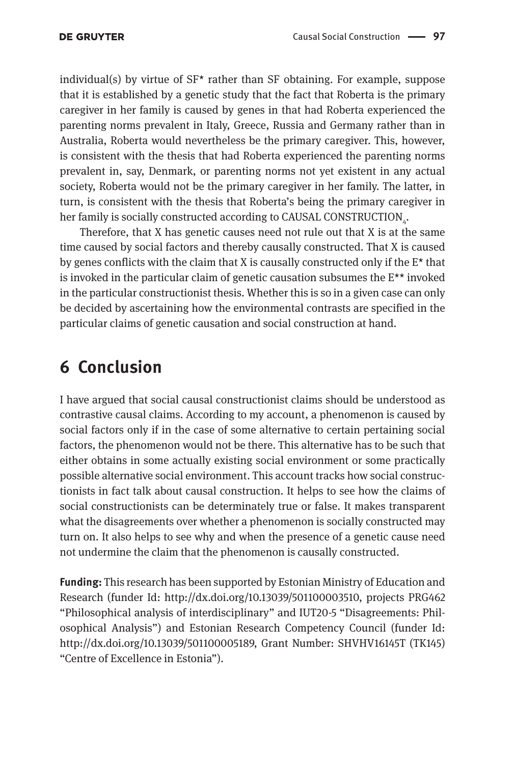individual(s) by virtue of SF* rather than SF obtaining. For example, suppose that it is established by a genetic study that the fact that Roberta is the primary caregiver in her family is caused by genes in that had Roberta experienced the parenting norms prevalent in Italy, Greece, Russia and Germany rather than in Australia, Roberta would nevertheless be the primary caregiver. This, however, is consistent with the thesis that had Roberta experienced the parenting norms prevalent in, say, Denmark, or parenting norms not yet existent in any actual society, Roberta would not be the primary caregiver in her family. The latter, in turn, is consistent with the thesis that Roberta's being the primary caregiver in her family is socially constructed according to CAUSAL CONSTRUCTION$_4$.

Therefore, that X has genetic causes need not rule out that X is at the same time caused by social factors and thereby causally constructed. That X is caused by genes conflicts with the claim that X is causally constructed only if the E* that is invoked in the particular claim of genetic causation subsumes the E** invoked in the particular constructionist thesis. Whether this is so in a given case can only be decided by ascertaining how the environmental contrasts are specified in the particular claims of genetic causation and social construction at hand.

## 6 Conclusion

I have argued that social causal constructionist claims should be understood as contrastive causal claims. According to my account, a phenomenon is caused by social factors only if in the case of some alternative to certain pertaining social factors, the phenomenon would not be there. This alternative has to be such that either obtains in some actually existing social environment or some practically possible alternative social environment. This account tracks how social constructionists in fact talk about causal construction. It helps to see how the claims of social constructionists can be determinately true or false. It makes transparent what the disagreements over whether a phenomenon is socially constructed may turn on. It also helps to see why and when the presence of a genetic cause need not undermine the claim that the phenomenon is causally constructed.

**Funding:** This research has been supported by Estonian Ministry of Education and Research (funder Id: http://dx.doi.org/10.13039/501100003510, projects PRG462 "Philosophical analysis of interdisciplinary" and IUT20-5 "Disagreements: Philosophical Analysis") and Estonian Research Competency Council (funder Id: http://dx.doi.org/10.13039/501100005189, Grant Number: SHVHV16145T (TK145) "Centre of Excellence in Estonia").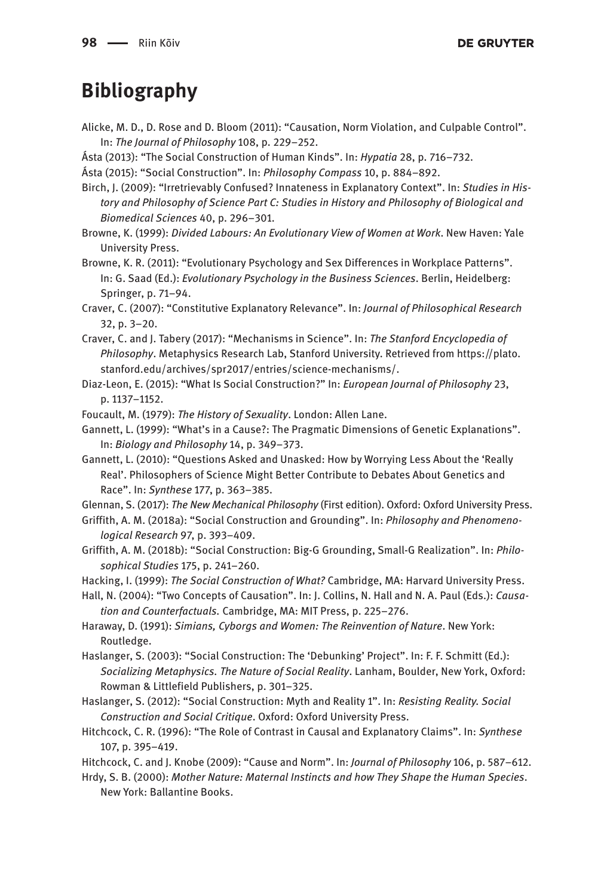## Bibliography

Alicke, M. D., D. Rose and D. Bloom (2011): “Causation, Norm Violation, and Culpable Control”. In: *The Journal of Philosophy* 108, p. 229–252.

Ásta (2013): “The Social Construction of Human Kinds”. In: *Hypatia* 28, p. 716–732.

Ásta (2015): “Social Construction”. In: *Philosophy Compass* 10, p. 884–892.

Birch, J. (2009): “Irretrievably Confused? Innateness in Explanatory Context”. In: *Studies in History and Philosophy of Science Part C: Studies in History and Philosophy of Biological and Biomedical Sciences* 40, p. 296–301.

Browne, K. (1999): *Divided Labours: An Evolutionary View of Women at Work*. New Haven: Yale University Press.

Browne, K. R. (2011): “Evolutionary Psychology and Sex Differences in Workplace Patterns”. In: G. Saad (Ed.): *Evolutionary Psychology in the Business Sciences*. Berlin, Heidelberg: Springer, p. 71–94.

Craver, C. (2007): “Constitutive Explanatory Relevance”. In: *Journal of Philosophical Research* 32, p. 3–20.

Craver, C. and J. Tabery (2017): “Mechanisms in Science”. In: *The Stanford Encyclopedia of Philosophy*. Metaphysics Research Lab, Stanford University. Retrieved from https://plato.stanford.edu/archives/spr2017/entries/science-mechanisms/.

Diaz-Leon, E. (2015): “What Is Social Construction?” In: *European Journal of Philosophy* 23, p. 1137–1152.

Foucault, M. (1979): *The History of Sexuality*. London: Allen Lane.

Gannett, L. (1999): “What’s in a Cause?: The Pragmatic Dimensions of Genetic Explanations”. In: *Biology and Philosophy* 14, p. 349–373.

Gannett, L. (2010): “Questions Asked and Unasked: How by Worrying Less About the ‘Really Real’. Philosophers of Science Might Better Contribute to Debates About Genetics and Race”. In: *Synthese* 177, p. 363–385.

Glennan, S. (2017): *The New Mechanical Philosophy* (First edition). Oxford: Oxford University Press.

Griffith, A. M. (2018a): “Social Construction and Grounding”. In: *Philosophy and Phenomenological Research* 97, p. 393–409.

Griffith, A. M. (2018b): “Social Construction: Big-G Grounding, Small-G Realization”. In: *Philosophical Studies* 175, p. 241–260.

Hacking, I. (1999): *The Social Construction of What?* Cambridge, MA: Harvard University Press.

Hall, N. (2004): “Two Concepts of Causation”. In: J. Collins, N. Hall and N. A. Paul (Eds.): *Causation and Counterfactuals.* Cambridge, MA: MIT Press, p. 225–276.

Haraway, D. (1991): *Simians, Cyborgs and Women: The Reinvention of Nature*. New York: Routledge.

Haslanger, S. (2003): “Social Construction: The ‘Debunking’ Project”. In: F. F. Schmitt (Ed.): *Socializing Metaphysics. The Nature of Social Reality*. Lanham, Boulder, New York, Oxford: Rowman & Littlefield Publishers, p. 301–325.

Haslanger, S. (2012): “Social Construction: Myth and Reality 1”. In: *Resisting Reality. Social Construction and Social Critique*. Oxford: Oxford University Press.

Hitchcock, C. R. (1996): “The Role of Contrast in Causal and Explanatory Claims”. In: *Synthese* 107, p. 395–419.

Hitchcock, C. and J. Knobe (2009): “Cause and Norm”. In: *Journal of Philosophy* 106, p. 587–612.

Hrdy, S. B. (2000): *Mother Nature: Maternal Instincts and how They Shape the Human Species*. New York: Ballantine Books.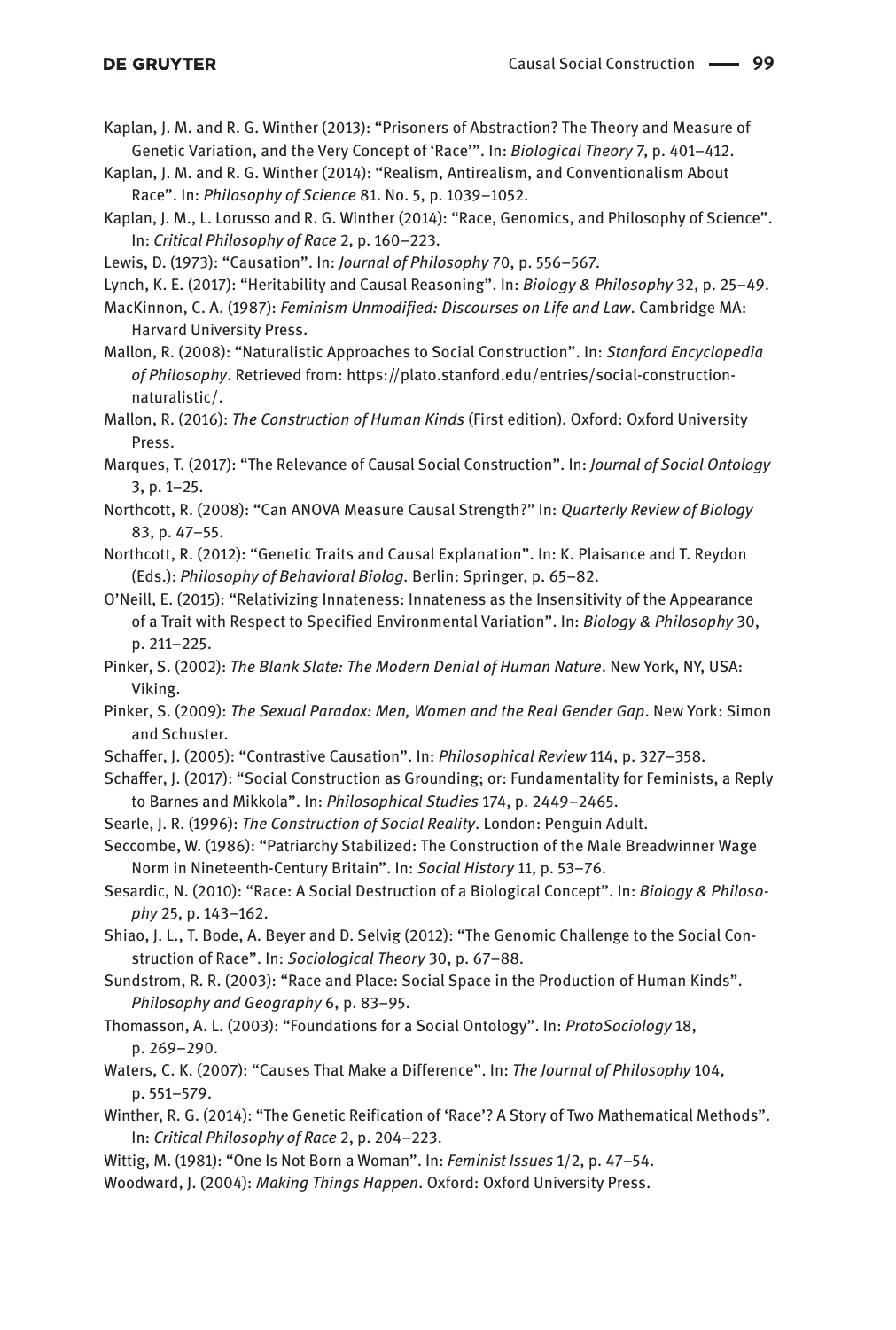Kaplan, J. M. and R. G. Winther (2013): "Prisoners of Abstraction? The Theory and Measure of Genetic Variation, and the Very Concept of 'Race'". In: *Biological Theory* 7, p. 401–412.

Kaplan, J. M. and R. G. Winther (2014): "Realism, Antirealism, and Conventionalism About Race". In: *Philosophy of Science* 81. No. 5, p. 1039–1052.

Kaplan, J. M., L. Lorusso and R. G. Winther (2014): "Race, Genomics, and Philosophy of Science". In: *Critical Philosophy of Race* 2, p. 160–223.

Lewis, D. (1973): "Causation". In: *Journal of Philosophy* 70, p. 556–567.

Lynch, K. E. (2017): "Heritability and Causal Reasoning". In: *Biology & Philosophy* 32, p. 25–49.

MacKinnon, C. A. (1987): *Feminism Unmodified: Discourses on Life and Law*. Cambridge MA: Harvard University Press.

Mallon, R. (2008): "Naturalistic Approaches to Social Construction". In: *Stanford Encyclopedia of Philosophy*. Retrieved from: https://plato.stanford.edu/entries/social-construction-naturalistic/.

Mallon, R. (2016): *The Construction of Human Kinds* (First edition). Oxford: Oxford University Press.

Marques, T. (2017): "The Relevance of Causal Social Construction". In: *Journal of Social Ontology* 3, p. 1–25.

Northcott, R. (2008): "Can ANOVA Measure Causal Strength?" In: *Quarterly Review of Biology* 83, p. 47–55.

Northcott, R. (2012): "Genetic Traits and Causal Explanation". In: K. Plaisance and T. Reydon (Eds.): *Philosophy of Behavioral Biolog*. Berlin: Springer, p. 65–82.

O'Neill, E. (2015): "Relativizing Innateness: Innateness as the Insensitivity of the Appearance of a Trait with Respect to Specified Environmental Variation". In: *Biology & Philosophy* 30, p. 211–225.

Pinker, S. (2002): *The Blank Slate: The Modern Denial of Human Nature*. New York, NY, USA: Viking.

Pinker, S. (2009): *The Sexual Paradox: Men, Women and the Real Gender Gap*. New York: Simon and Schuster.

Schaffer, J. (2005): "Contrastive Causation". In: *Philosophical Review* 114, p. 327–358.

Schaffer, J. (2017): "Social Construction as Grounding; or: Fundamentality for Feminists, a Reply to Barnes and Mikkola". In: *Philosophical Studies* 174, p. 2449–2465.

Searle, J. R. (1996): *The Construction of Social Reality*. London: Penguin Adult.

Seccombe, W. (1986): "Patriarchy Stabilized: The Construction of the Male Breadwinner Wage Norm in Nineteenth-Century Britain". In: *Social History* 11, p. 53–76.

Sesardic, N. (2010): "Race: A Social Destruction of a Biological Concept". In: *Biology & Philosophy* 25, p. 143–162.

Shiao, J. L., T. Bode, A. Beyer and D. Selvig (2012): "The Genomic Challenge to the Social Construction of Race". In: *Sociological Theory* 30, p. 67–88.

Sundstrom, R. R. (2003): "Race and Place: Social Space in the Production of Human Kinds". *Philosophy and Geography* 6, p. 83–95.

Thomasson, A. L. (2003): "Foundations for a Social Ontology". In: *ProtoSociology* 18, p. 269–290.

Waters, C. K. (2007): "Causes That Make a Difference". In: *The Journal of Philosophy* 104, p. 551–579.

Winther, R. G. (2014): "The Genetic Reification of 'Race'? A Story of Two Mathematical Methods". In: *Critical Philosophy of Race* 2, p. 204–223.

Wittig, M. (1981): "One Is Not Born a Woman". In: *Feminist Issues* 1/2, p. 47–54.

Woodward, J. (2004): *Making Things Happen*. Oxford: Oxford University Press.